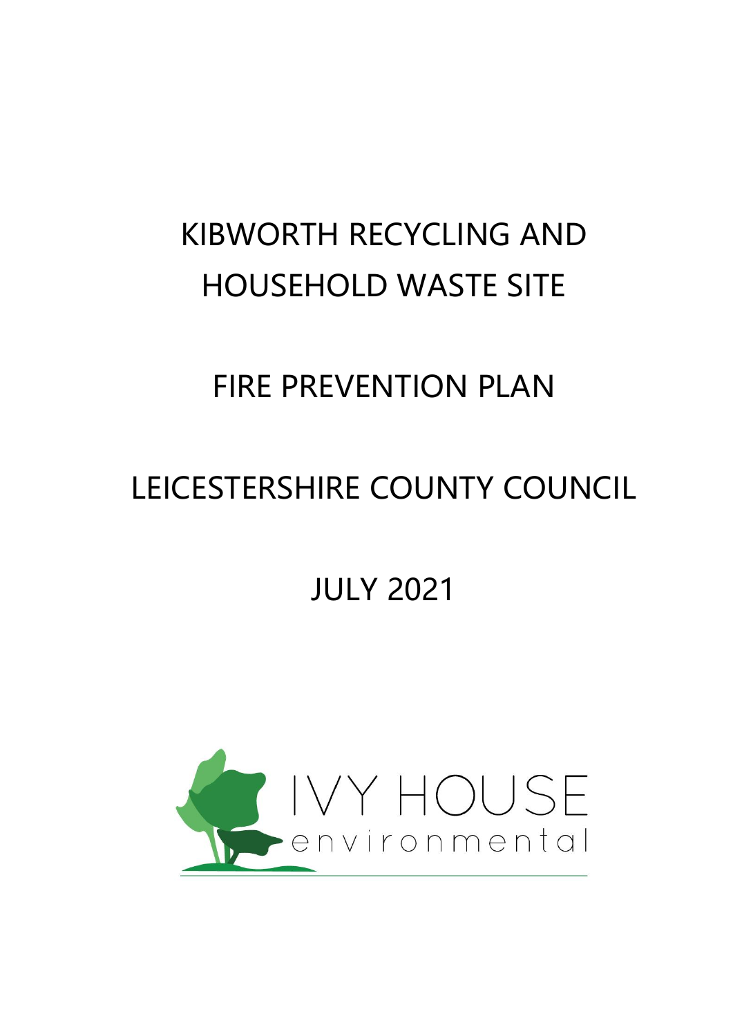# KIBWORTH RECYCLING AND HOUSEHOLD WASTE SITE

# FIRE PREVENTION PLAN

# LEICESTERSHIRE COUNTY COUNCIL

# JULY 2021

IVY HOUSE
environmental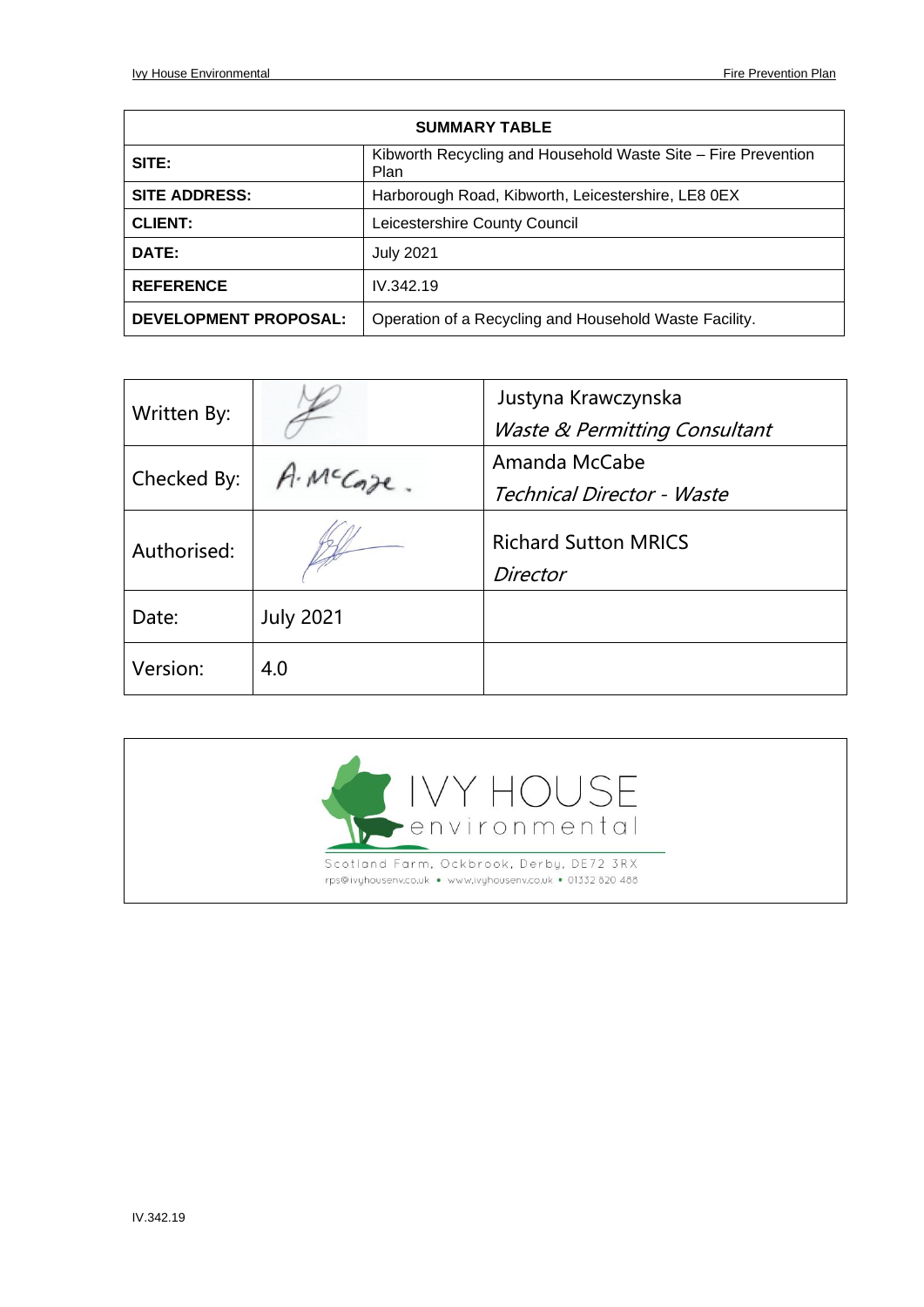| SUMMARY TABLE | |
|---|---|
| **SITE:** | Kibworth Recycling and Household Waste Site – Fire Prevention Plan |
| **SITE ADDRESS:** | Harborough Road, Kibworth, Leicestershire, LE8 0EX |
| **CLIENT:** | Leicestershire County Council |
| **DATE:** | July 2021 |
| **REFERENCE** | IV.342.19 |
| **DEVELOPMENT PROPOSAL:** | Operation of a Recycling and Household Waste Facility. |

| | | |
|---|---|---|
| Written By: | | Justyna Krawczynska<br>*Waste & Permitting Consultant* |
| Checked By: | A. McCabe. | Amanda McCabe<br>*Technical Director - Waste* |
| Authorised: | | Richard Sutton MRICS<br>*Director* |
| Date: | July 2021 | |
| Version: | 4.0 | |

IVY HOUSE environmental

Scotland Farm, Ockbrook, Derby, DE72 3RX

rps@ivyhousenv.co.uk • www.ivyhousenv.co.uk • 01332 820 488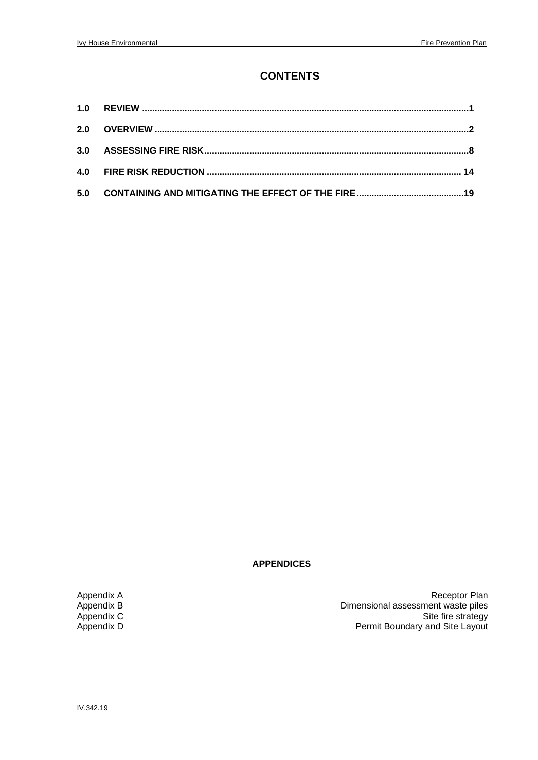# CONTENTS

| | | |
|---|---|---|
| **1.0** | **REVIEW** | **1** |
| **2.0** | **OVERVIEW** | **2** |
| **3.0** | **ASSESSING FIRE RISK** | **8** |
| **4.0** | **FIRE RISK REDUCTION** | **14** |
| **5.0** | **CONTAINING AND MITIGATING THE EFFECT OF THE FIRE** | **19** |

**APPENDICES**

| | |
|---|---|
| Appendix A | Receptor Plan |
| Appendix B | Dimensional assessment waste piles |
| Appendix C | Site fire strategy |
| Appendix D | Permit Boundary and Site Layout |

IV.342.19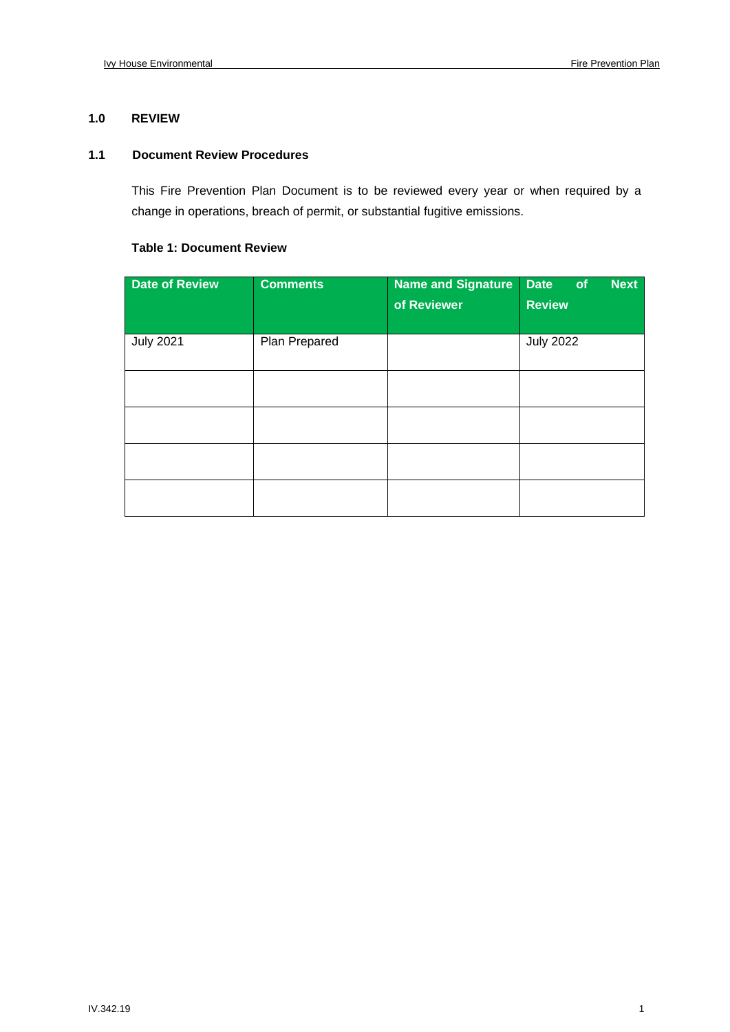# 1.0 REVIEW

## 1.1 Document Review Procedures

This Fire Prevention Plan Document is to be reviewed every year or when required by a change in operations, breach of permit, or substantial fugitive emissions.

**Table 1: Document Review**

| Date of Review | Comments | Name and Signature of Reviewer | Date of Next Review |
|---|---|---|---|
| July 2021 | Plan Prepared | | July 2022 |
| | | | |
| | | | |
| | | | |
| | | | |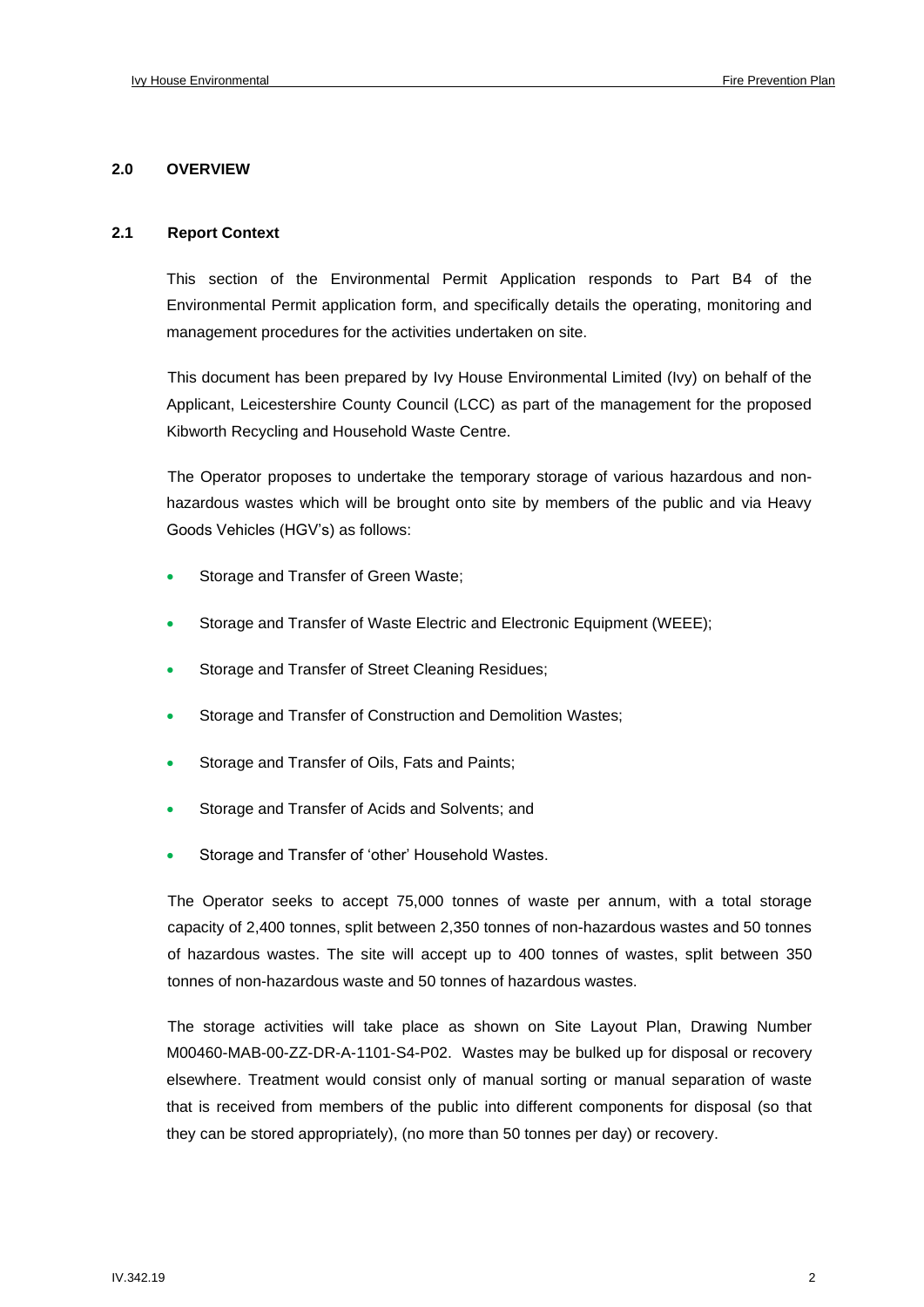## 2.0 OVERVIEW

### 2.1 Report Context

This section of the Environmental Permit Application responds to Part B4 of the Environmental Permit application form, and specifically details the operating, monitoring and management procedures for the activities undertaken on site.

This document has been prepared by Ivy House Environmental Limited (Ivy) on behalf of the Applicant, Leicestershire County Council (LCC) as part of the management for the proposed Kibworth Recycling and Household Waste Centre.

The Operator proposes to undertake the temporary storage of various hazardous and non-hazardous wastes which will be brought onto site by members of the public and via Heavy Goods Vehicles (HGV's) as follows:

- Storage and Transfer of Green Waste;
- Storage and Transfer of Waste Electric and Electronic Equipment (WEEE);
- Storage and Transfer of Street Cleaning Residues;
- Storage and Transfer of Construction and Demolition Wastes;
- Storage and Transfer of Oils, Fats and Paints;
- Storage and Transfer of Acids and Solvents; and
- Storage and Transfer of 'other' Household Wastes.

The Operator seeks to accept 75,000 tonnes of waste per annum, with a total storage capacity of 2,400 tonnes, split between 2,350 tonnes of non-hazardous wastes and 50 tonnes of hazardous wastes. The site will accept up to 400 tonnes of wastes, split between 350 tonnes of non-hazardous waste and 50 tonnes of hazardous wastes.

The storage activities will take place as shown on Site Layout Plan, Drawing Number M00460-MAB-00-ZZ-DR-A-1101-S4-P02. Wastes may be bulked up for disposal or recovery elsewhere. Treatment would consist only of manual sorting or manual separation of waste that is received from members of the public into different components for disposal (so that they can be stored appropriately), (no more than 50 tonnes per day) or recovery.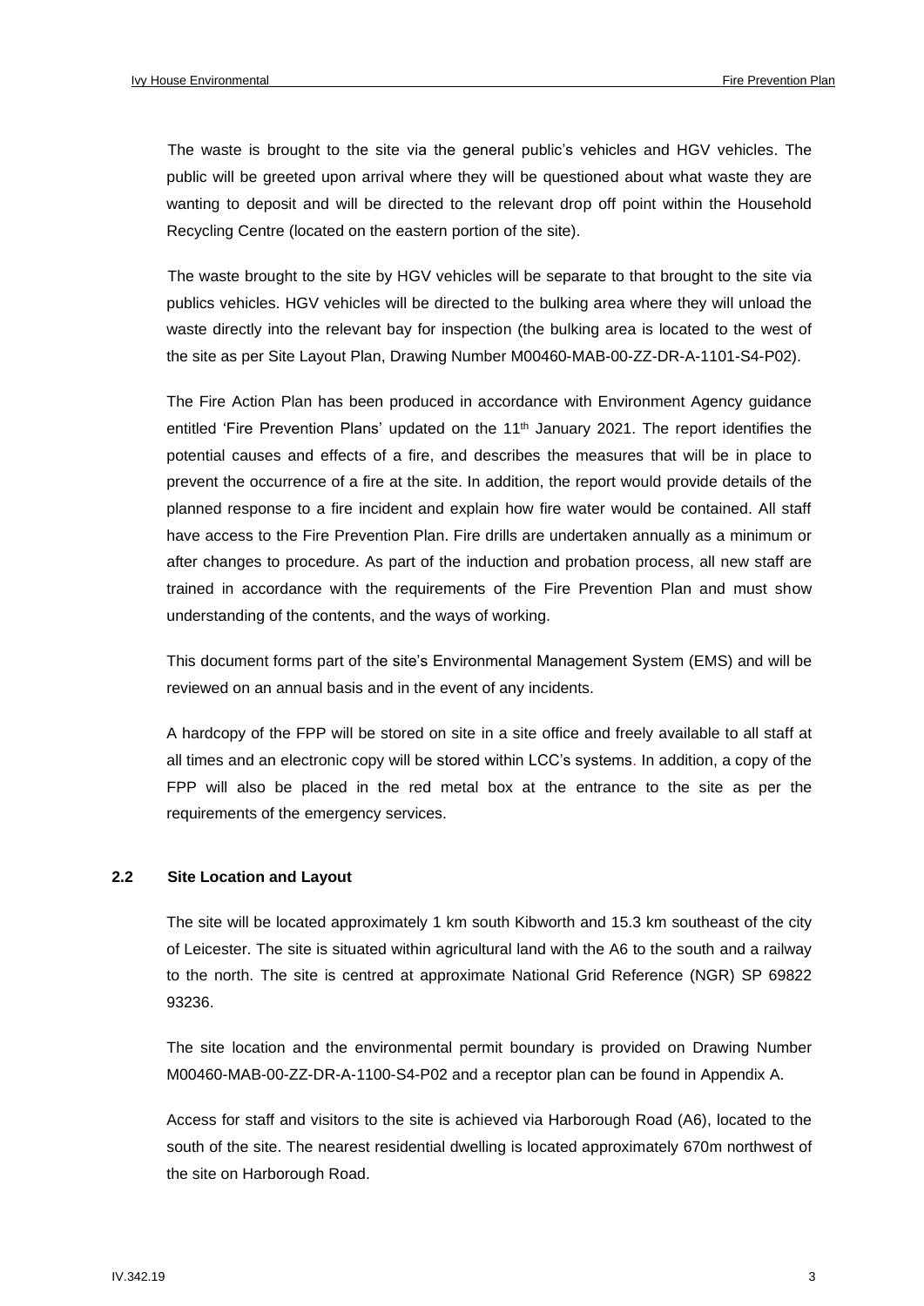The waste is brought to the site via the general public's vehicles and HGV vehicles. The public will be greeted upon arrival where they will be questioned about what waste they are wanting to deposit and will be directed to the relevant drop off point within the Household Recycling Centre (located on the eastern portion of the site).

The waste brought to the site by HGV vehicles will be separate to that brought to the site via publics vehicles. HGV vehicles will be directed to the bulking area where they will unload the waste directly into the relevant bay for inspection (the bulking area is located to the west of the site as per Site Layout Plan, Drawing Number M00460-MAB-00-ZZ-DR-A-1101-S4-P02).

The Fire Action Plan has been produced in accordance with Environment Agency guidance entitled 'Fire Prevention Plans' updated on the 11th January 2021. The report identifies the potential causes and effects of a fire, and describes the measures that will be in place to prevent the occurrence of a fire at the site. In addition, the report would provide details of the planned response to a fire incident and explain how fire water would be contained. All staff have access to the Fire Prevention Plan. Fire drills are undertaken annually as a minimum or after changes to procedure. As part of the induction and probation process, all new staff are trained in accordance with the requirements of the Fire Prevention Plan and must show understanding of the contents, and the ways of working.

This document forms part of the site's Environmental Management System (EMS) and will be reviewed on an annual basis and in the event of any incidents.

A hardcopy of the FPP will be stored on site in a site office and freely available to all staff at all times and an electronic copy will be stored within LCC's systems. In addition, a copy of the FPP will also be placed in the red metal box at the entrance to the site as per the requirements of the emergency services.

## 2.2 Site Location and Layout

The site will be located approximately 1 km south Kibworth and 15.3 km southeast of the city of Leicester. The site is situated within agricultural land with the A6 to the south and a railway to the north. The site is centred at approximate National Grid Reference (NGR) SP 69822 93236.

The site location and the environmental permit boundary is provided on Drawing Number M00460-MAB-00-ZZ-DR-A-1100-S4-P02 and a receptor plan can be found in Appendix A.

Access for staff and visitors to the site is achieved via Harborough Road (A6), located to the south of the site. The nearest residential dwelling is located approximately 670m northwest of the site on Harborough Road.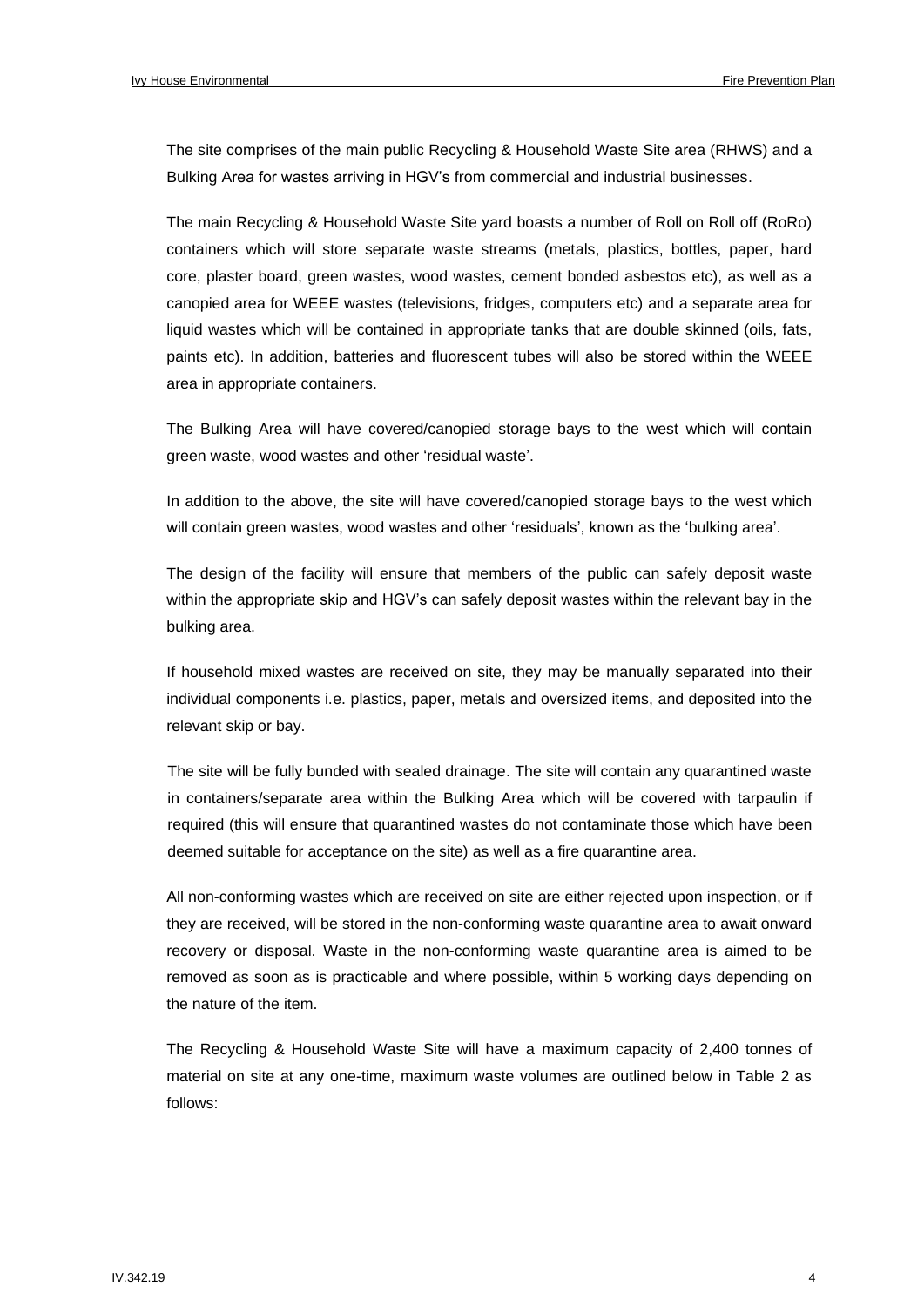The site comprises of the main public Recycling & Household Waste Site area (RHWS) and a Bulking Area for wastes arriving in HGV's from commercial and industrial businesses.

The main Recycling & Household Waste Site yard boasts a number of Roll on Roll off (RoRo) containers which will store separate waste streams (metals, plastics, bottles, paper, hard core, plaster board, green wastes, wood wastes, cement bonded asbestos etc), as well as a canopied area for WEEE wastes (televisions, fridges, computers etc) and a separate area for liquid wastes which will be contained in appropriate tanks that are double skinned (oils, fats, paints etc). In addition, batteries and fluorescent tubes will also be stored within the WEEE area in appropriate containers.

The Bulking Area will have covered/canopied storage bays to the west which will contain green waste, wood wastes and other 'residual waste'.

In addition to the above, the site will have covered/canopied storage bays to the west which will contain green wastes, wood wastes and other 'residuals', known as the 'bulking area'.

The design of the facility will ensure that members of the public can safely deposit waste within the appropriate skip and HGV's can safely deposit wastes within the relevant bay in the bulking area.

If household mixed wastes are received on site, they may be manually separated into their individual components i.e. plastics, paper, metals and oversized items, and deposited into the relevant skip or bay.

The site will be fully bunded with sealed drainage. The site will contain any quarantined waste in containers/separate area within the Bulking Area which will be covered with tarpaulin if required (this will ensure that quarantined wastes do not contaminate those which have been deemed suitable for acceptance on the site) as well as a fire quarantine area.

All non-conforming wastes which are received on site are either rejected upon inspection, or if they are received, will be stored in the non-conforming waste quarantine area to await onward recovery or disposal. Waste in the non-conforming waste quarantine area is aimed to be removed as soon as is practicable and where possible, within 5 working days depending on the nature of the item.

The Recycling & Household Waste Site will have a maximum capacity of 2,400 tonnes of material on site at any one-time, maximum waste volumes are outlined below in Table 2 as follows: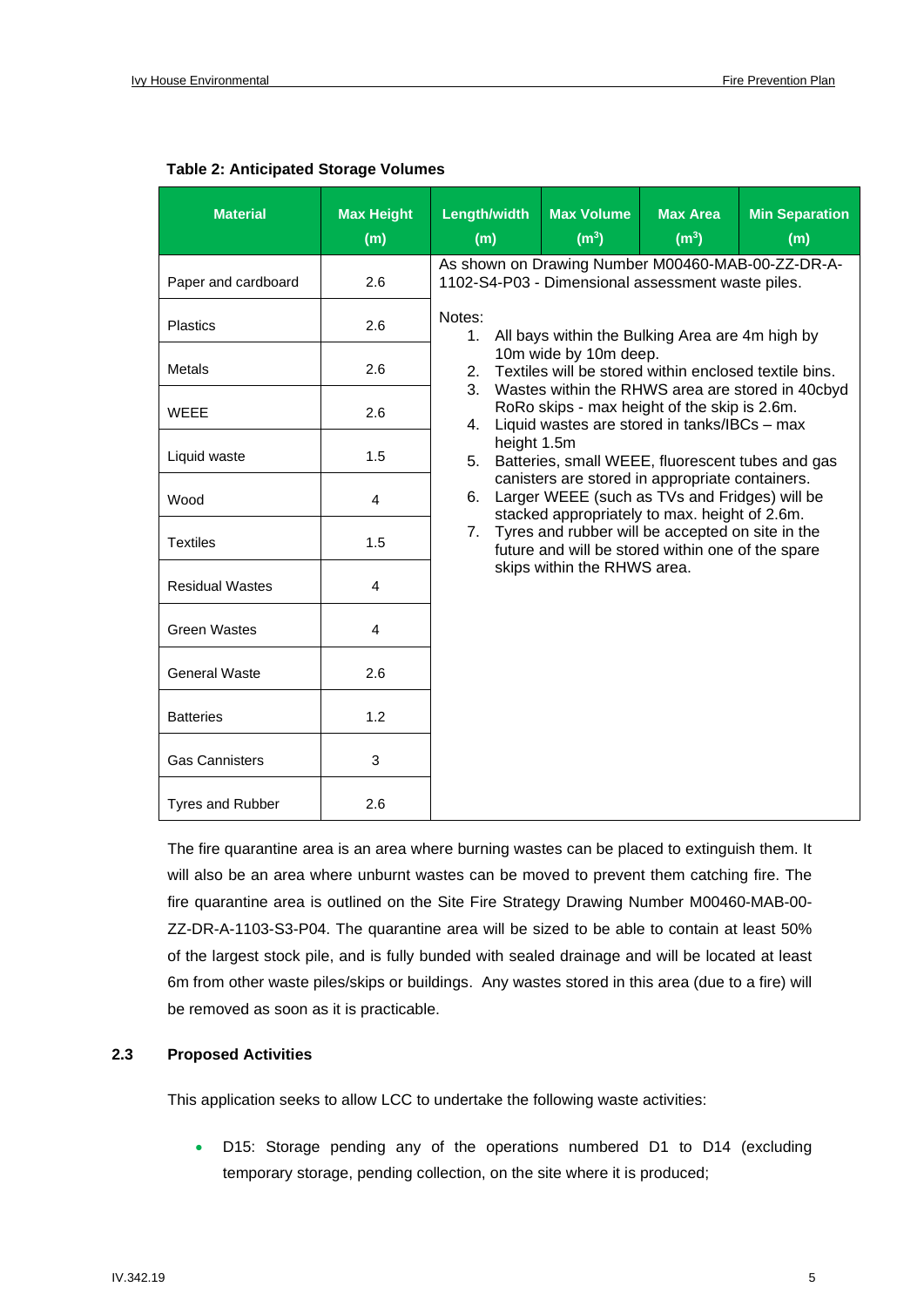**Table 2: Anticipated Storage Volumes**

| Material | Max Height (m) | Length/width (m) | Max Volume ($m^3$) | Max Area ($m^3$) | Min Separation (m) |
|---|---|---|---|---|---|
| Paper and cardboard | 2.6 | As shown on Drawing Number M00460-MAB-00-ZZ-DR-A-1102-S4-P03 - Dimensional assessment waste piles. | | | |
| Plastics | 2.6 | Notes: 1. All bays within the Bulking Area are 4m high by 10m wide by 10m deep. 2. Textiles will be stored within enclosed textile bins. 3. Wastes within the RHWS area are stored in 40cbyd RoRo skips - max height of the skip is 2.6m. 4. Liquid wastes are stored in tanks/IBCs – max height 1.5m 5. Batteries, small WEEE, fluorescent tubes and gas canisters are stored in appropriate containers. 6. Larger WEEE (such as TVs and Fridges) will be stacked appropriately to max. height of 2.6m. 7. Tyres and rubber will be accepted on site in the future and will be stored within one of the spare skips within the RHWS area. | | | |
| Metals | 2.6 | | | | |
| WEEE | 2.6 | | | | |
| Liquid waste | 1.5 | | | | |
| Wood | 4 | | | | |
| Textiles | 1.5 | | | | |
| Residual Wastes | 4 | | | | |
| Green Wastes | 4 | | | | |
| General Waste | 2.6 | | | | |
| Batteries | 1.2 | | | | |
| Gas Cannisters | 3 | | | | |
| Tyres and Rubber | 2.6 | | | | |

The fire quarantine area is an area where burning wastes can be placed to extinguish them. It will also be an area where unburnt wastes can be moved to prevent them catching fire. The fire quarantine area is outlined on the Site Fire Strategy Drawing Number M00460-MAB-00-ZZ-DR-A-1103-S3-P04. The quarantine area will be sized to be able to contain at least 50% of the largest stock pile, and is fully bunded with sealed drainage and will be located at least 6m from other waste piles/skips or buildings. Any wastes stored in this area (due to a fire) will be removed as soon as it is practicable.

## 2.3 Proposed Activities

This application seeks to allow LCC to undertake the following waste activities:

- D15: Storage pending any of the operations numbered D1 to D14 (excluding temporary storage, pending collection, on the site where it is produced;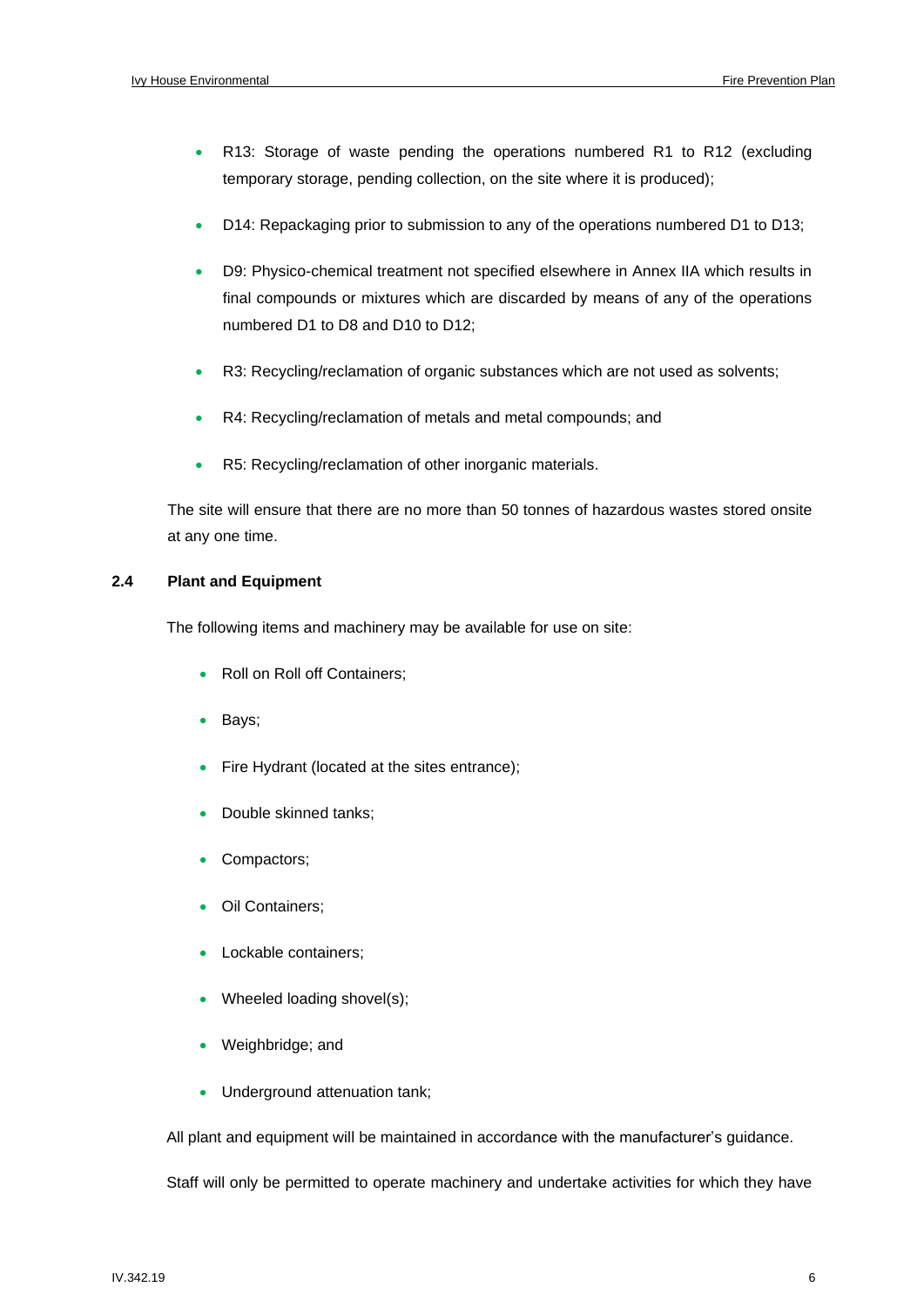- R13: Storage of waste pending the operations numbered R1 to R12 (excluding temporary storage, pending collection, on the site where it is produced);
- D14: Repackaging prior to submission to any of the operations numbered D1 to D13;
- D9: Physico-chemical treatment not specified elsewhere in Annex IIA which results in final compounds or mixtures which are discarded by means of any of the operations numbered D1 to D8 and D10 to D12;
- R3: Recycling/reclamation of organic substances which are not used as solvents;
- R4: Recycling/reclamation of metals and metal compounds; and
- R5: Recycling/reclamation of other inorganic materials.

The site will ensure that there are no more than 50 tonnes of hazardous wastes stored onsite at any one time.

## 2.4 Plant and Equipment

The following items and machinery may be available for use on site:

- Roll on Roll off Containers;
- Bays;
- Fire Hydrant (located at the sites entrance);
- Double skinned tanks;
- Compactors;
- Oil Containers;
- Lockable containers;
- Wheeled loading shovel(s);
- Weighbridge; and
- Underground attenuation tank;

All plant and equipment will be maintained in accordance with the manufacturer's guidance.

Staff will only be permitted to operate machinery and undertake activities for which they have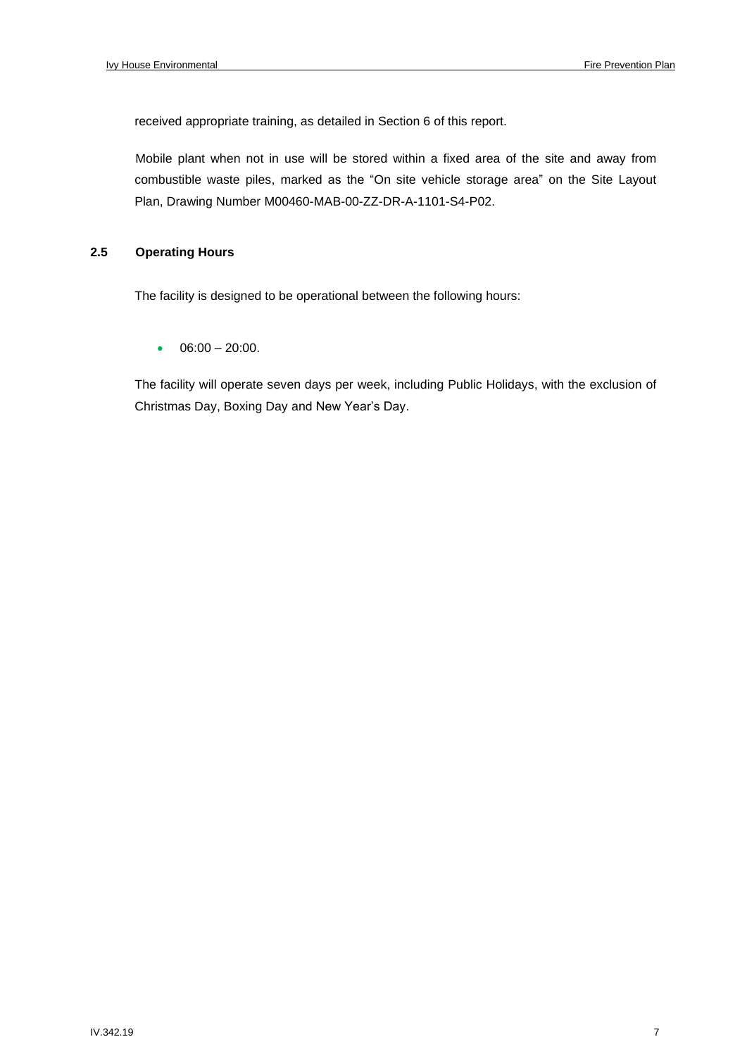received appropriate training, as detailed in Section 6 of this report.

Mobile plant when not in use will be stored within a fixed area of the site and away from combustible waste piles, marked as the "On site vehicle storage area" on the Site Layout Plan, Drawing Number M00460-MAB-00-ZZ-DR-A-1101-S4-P02.

### 2.5 Operating Hours

The facility is designed to be operational between the following hours:

- 06:00 – 20:00.

The facility will operate seven days per week, including Public Holidays, with the exclusion of Christmas Day, Boxing Day and New Year's Day.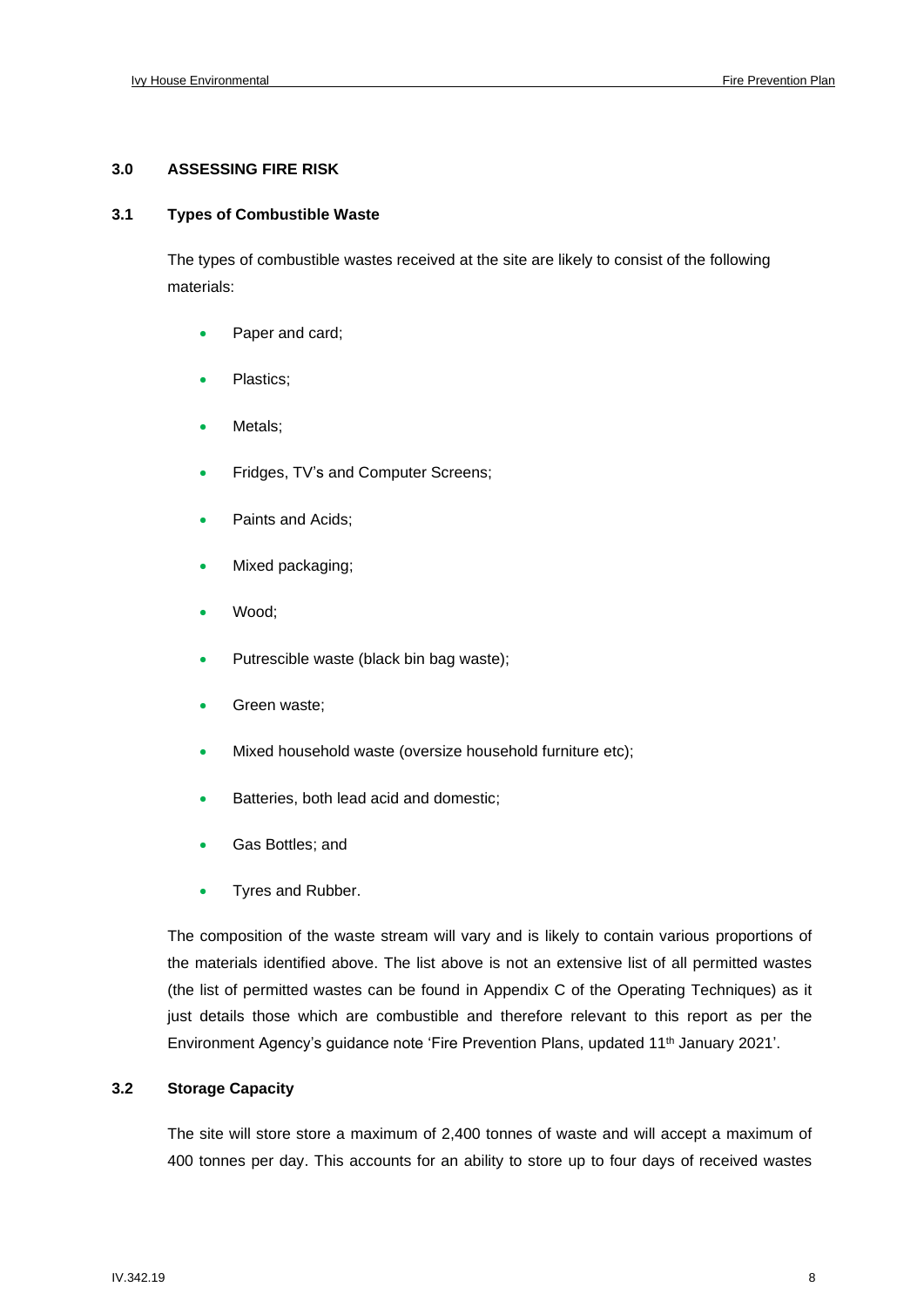## 3.0 ASSESSING FIRE RISK

### 3.1 Types of Combustible Waste

The types of combustible wastes received at the site are likely to consist of the following materials:

- Paper and card;
- Plastics;
- Metals;
- Fridges, TV's and Computer Screens;
- Paints and Acids;
- Mixed packaging;
- Wood;
- Putrescible waste (black bin bag waste);
- Green waste;
- Mixed household waste (oversize household furniture etc);
- Batteries, both lead acid and domestic;
- Gas Bottles; and
- Tyres and Rubber.

The composition of the waste stream will vary and is likely to contain various proportions of the materials identified above. The list above is not an extensive list of all permitted wastes (the list of permitted wastes can be found in Appendix C of the Operating Techniques) as it just details those which are combustible and therefore relevant to this report as per the Environment Agency's guidance note 'Fire Prevention Plans, updated 11th January 2021'.

### 3.2 Storage Capacity

The site will store store a maximum of 2,400 tonnes of waste and will accept a maximum of 400 tonnes per day. This accounts for an ability to store up to four days of received wastes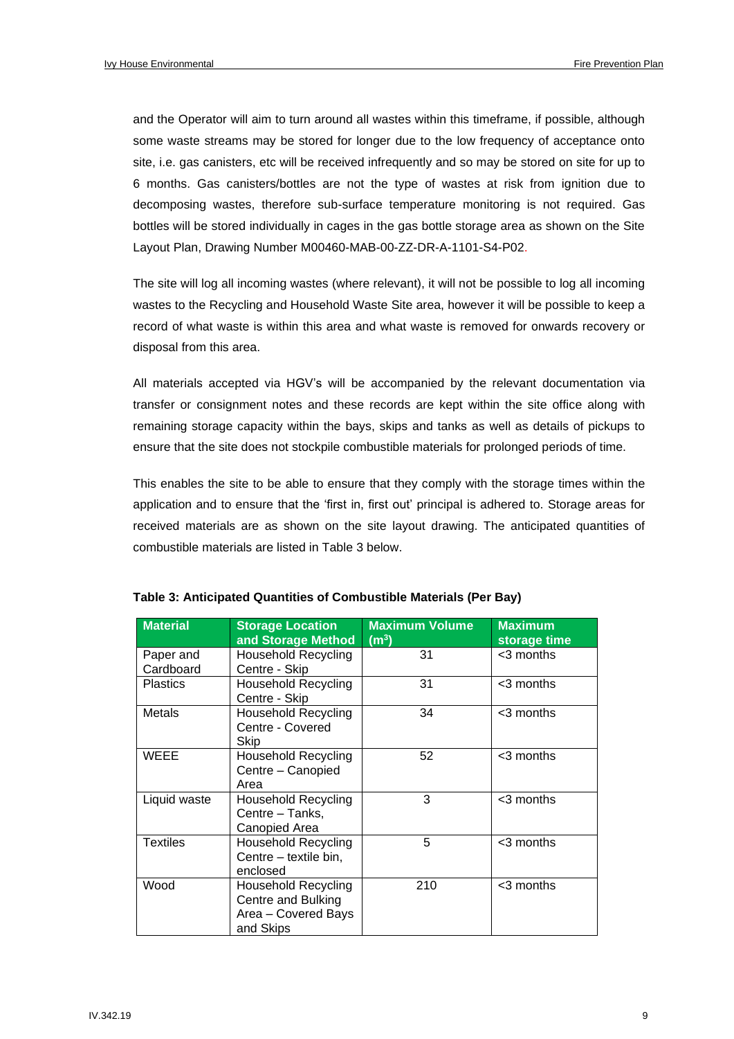and the Operator will aim to turn around all wastes within this timeframe, if possible, although some waste streams may be stored for longer due to the low frequency of acceptance onto site, i.e. gas canisters, etc will be received infrequently and so may be stored on site for up to 6 months. Gas canisters/bottles are not the type of wastes at risk from ignition due to decomposing wastes, therefore sub-surface temperature monitoring is not required. Gas bottles will be stored individually in cages in the gas bottle storage area as shown on the Site Layout Plan, Drawing Number M00460-MAB-00-ZZ-DR-A-1101-S4-P02.

The site will log all incoming wastes (where relevant), it will not be possible to log all incoming wastes to the Recycling and Household Waste Site area, however it will be possible to keep a record of what waste is within this area and what waste is removed for onwards recovery or disposal from this area.

All materials accepted via HGV's will be accompanied by the relevant documentation via transfer or consignment notes and these records are kept within the site office along with remaining storage capacity within the bays, skips and tanks as well as details of pickups to ensure that the site does not stockpile combustible materials for prolonged periods of time.

This enables the site to be able to ensure that they comply with the storage times within the application and to ensure that the 'first in, first out' principal is adhered to. Storage areas for received materials are as shown on the site layout drawing. The anticipated quantities of combustible materials are listed in Table 3 below.

**Table 3: Anticipated Quantities of Combustible Materials (Per Bay)**

| Material | Storage Location and Storage Method | Maximum Volume ($m^3$) | Maximum storage time |
|---|---|---|---|
| Paper and Cardboard | Household Recycling Centre - Skip | 31 | <3 months |
| Plastics | Household Recycling Centre - Skip | 31 | <3 months |
| Metals | Household Recycling Centre - Covered Skip | 34 | <3 months |
| WEEE | Household Recycling Centre – Canopied Area | 52 | <3 months |
| Liquid waste | Household Recycling Centre – Tanks, Canopied Area | 3 | <3 months |
| Textiles | Household Recycling Centre – textile bin, enclosed | 5 | <3 months |
| Wood | Household Recycling Centre and Bulking Area – Covered Bays and Skips | 210 | <3 months |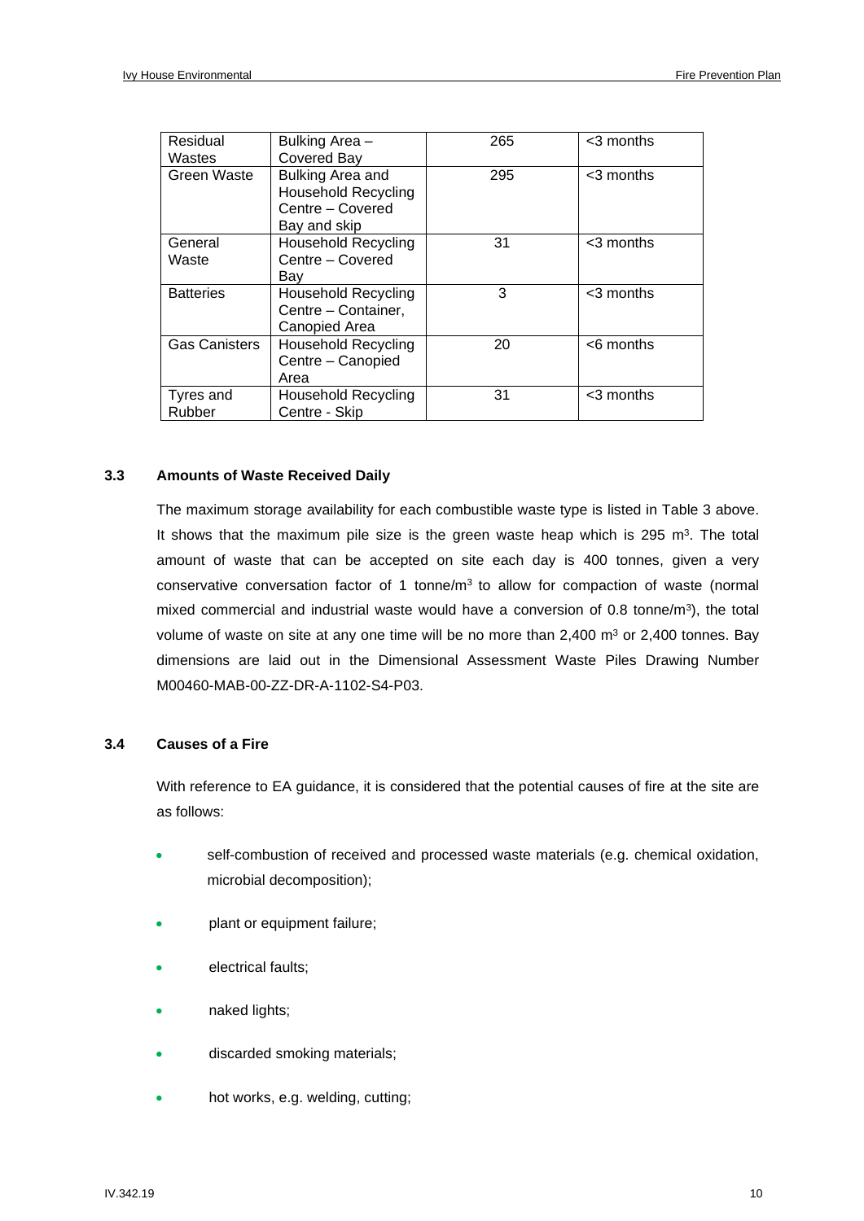| Residual Wastes | Bulking Area – Covered Bay | 265 | <3 months |
|---|---|---|---|
| Green Waste | Bulking Area and Household Recycling Centre – Covered Bay and skip | 295 | <3 months |
| General Waste | Household Recycling Centre – Covered Bay | 31 | <3 months |
| Batteries | Household Recycling Centre – Container, Canopied Area | 3 | <3 months |
| Gas Canisters | Household Recycling Centre – Canopied Area | 20 | <6 months |
| Tyres and Rubber | Household Recycling Centre - Skip | 31 | <3 months |

### 3.3 Amounts of Waste Received Daily

The maximum storage availability for each combustible waste type is listed in Table 3 above. It shows that the maximum pile size is the green waste heap which is 295 $m^3$. The total amount of waste that can be accepted on site each day is 400 tonnes, given a very conservative conversation factor of 1 tonne/$m^3$ to allow for compaction of waste (normal mixed commercial and industrial waste would have a conversion of 0.8 tonne/$m^3$), the total volume of waste on site at any one time will be no more than 2,400 $m^3$ or 2,400 tonnes. Bay dimensions are laid out in the Dimensional Assessment Waste Piles Drawing Number M00460-MAB-00-ZZ-DR-A-1102-S4-P03.

### 3.4 Causes of a Fire

With reference to EA guidance, it is considered that the potential causes of fire at the site are as follows:

- self-combustion of received and processed waste materials (e.g. chemical oxidation, microbial decomposition);
- plant or equipment failure;
- electrical faults;
- naked lights;
- discarded smoking materials;
- hot works, e.g. welding, cutting;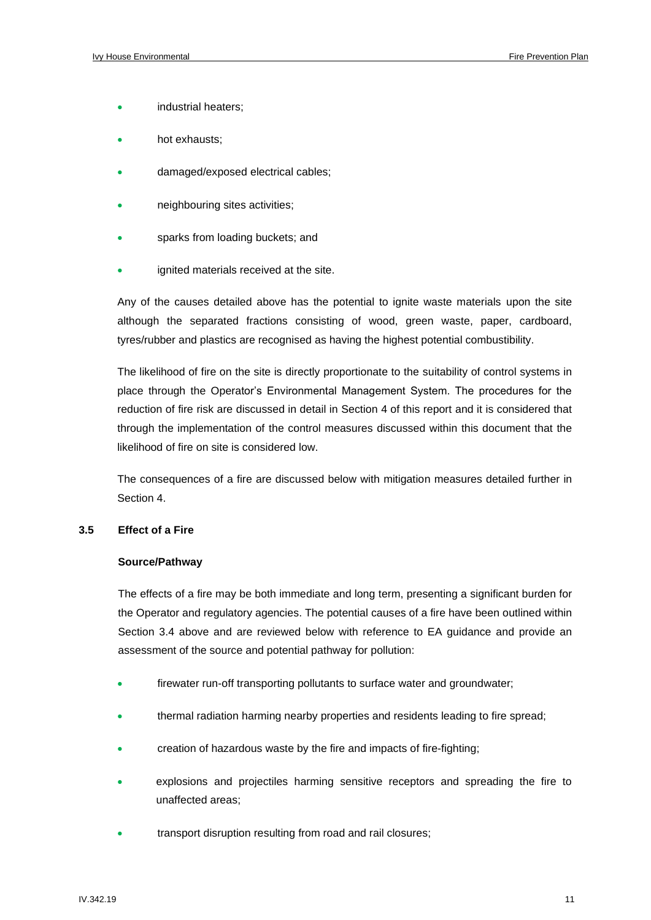- industrial heaters;
- hot exhausts;
- damaged/exposed electrical cables;
- neighbouring sites activities;
- sparks from loading buckets; and
- ignited materials received at the site.

Any of the causes detailed above has the potential to ignite waste materials upon the site although the separated fractions consisting of wood, green waste, paper, cardboard, tyres/rubber and plastics are recognised as having the highest potential combustibility.

The likelihood of fire on the site is directly proportionate to the suitability of control systems in place through the Operator's Environmental Management System. The procedures for the reduction of fire risk are discussed in detail in Section 4 of this report and it is considered that through the implementation of the control measures discussed within this document that the likelihood of fire on site is considered low.

The consequences of a fire are discussed below with mitigation measures detailed further in Section 4.

### 3.5 Effect of a Fire

**Source/Pathway**

The effects of a fire may be both immediate and long term, presenting a significant burden for the Operator and regulatory agencies. The potential causes of a fire have been outlined within Section 3.4 above and are reviewed below with reference to EA guidance and provide an assessment of the source and potential pathway for pollution:

- firewater run-off transporting pollutants to surface water and groundwater;
- thermal radiation harming nearby properties and residents leading to fire spread;
- creation of hazardous waste by the fire and impacts of fire-fighting;
- explosions and projectiles harming sensitive receptors and spreading the fire to unaffected areas;
- transport disruption resulting from road and rail closures;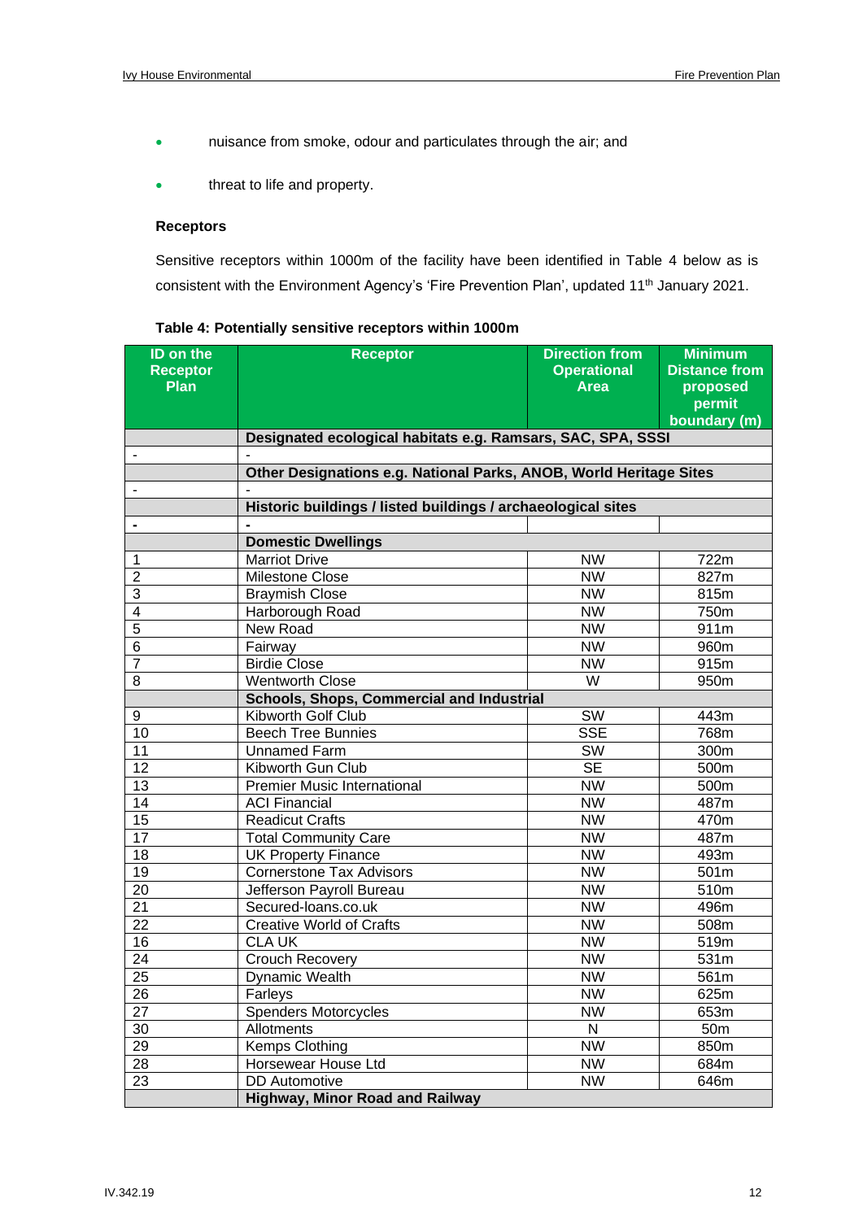- nuisance from smoke, odour and particulates through the air; and
- threat to life and property.

**Receptors**

Sensitive receptors within 1000m of the facility have been identified in Table 4 below as is consistent with the Environment Agency's 'Fire Prevention Plan', updated 11th January 2021.

**Table 4: Potentially sensitive receptors within 1000m**

| ID on the Receptor Plan | Receptor | Direction from Operational Area | Minimum Distance from proposed permit boundary (m) |
|---|---|---|---|
| | **Designated ecological habitats e.g. Ramsars, SAC, SPA, SSSI** | | |
| - | - | | |
| | **Other Designations e.g. National Parks, ANOB, World Heritage Sites** | | |
| - | - | | |
| | **Historic buildings / listed buildings / archaeological sites** | | |
| - | - | | |
| | **Domestic Dwellings** | | |
| 1 | Marriot Drive | NW | 722m |
| 2 | Milestone Close | NW | 827m |
| 3 | Braymish Close | NW | 815m |
| 4 | Harborough Road | NW | 750m |
| 5 | New Road | NW | 911m |
| 6 | Fairway | NW | 960m |
| 7 | Birdie Close | NW | 915m |
| 8 | Wentworth Close | W | 950m |
| | **Schools, Shops, Commercial and Industrial** | | |
| 9 | Kibworth Golf Club | SW | 443m |
| 10 | Beech Tree Bunnies | SSE | 768m |
| 11 | Unnamed Farm | SW | 300m |
| 12 | Kibworth Gun Club | SE | 500m |
| 13 | Premier Music International | NW | 500m |
| 14 | ACI Financial | NW | 487m |
| 15 | Readicut Crafts | NW | 470m |
| 17 | Total Community Care | NW | 487m |
| 18 | UK Property Finance | NW | 493m |
| 19 | Cornerstone Tax Advisors | NW | 501m |
| 20 | Jefferson Payroll Bureau | NW | 510m |
| 21 | Secured-loans.co.uk | NW | 496m |
| 22 | Creative World of Crafts | NW | 508m |
| 16 | CLA UK | NW | 519m |
| 24 | Crouch Recovery | NW | 531m |
| 25 | Dynamic Wealth | NW | 561m |
| 26 | Farleys | NW | 625m |
| 27 | Spenders Motorcycles | NW | 653m |
| 30 | Allotments | N | 50m |
| 29 | Kemps Clothing | NW | 850m |
| 28 | Horsewear House Ltd | NW | 684m |
| 23 | DD Automotive | NW | 646m |
| | **Highway, Minor Road and Railway** | | |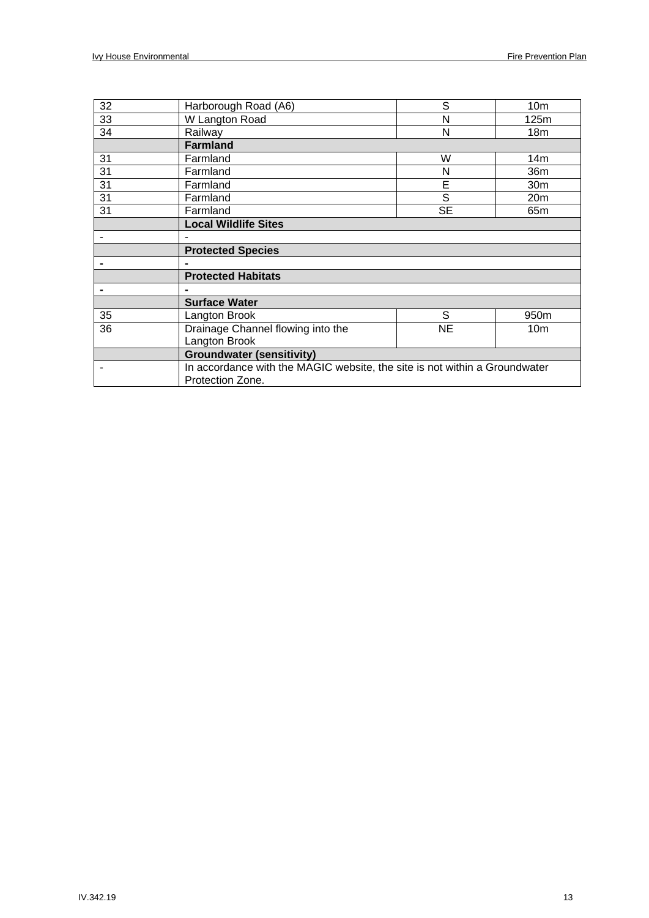| | | | |
|---|---|---|---|
| 32 | Harborough Road (A6) | S | 10m |
| 33 | W Langton Road | N | 125m |
| 34 | Railway | N | 18m |
| | **Farmland** | | |
| 31 | Farmland | W | 14m |
| 31 | Farmland | N | 36m |
| 31 | Farmland | E | 30m |
| 31 | Farmland | S | 20m |
| 31 | Farmland | SE | 65m |
| | **Local Wildlife Sites** | | |
| - | - | | |
| | **Protected Species** | | |
| - | - | | |
| | **Protected Habitats** | | |
| - | - | | |
| | **Surface Water** | | |
| 35 | Langton Brook | S | 950m |
| 36 | Drainage Channel flowing into the Langton Brook | NE | 10m |
| | **Groundwater (sensitivity)** | | |
| - | In accordance with the MAGIC website, the site is not within a Groundwater Protection Zone. | | |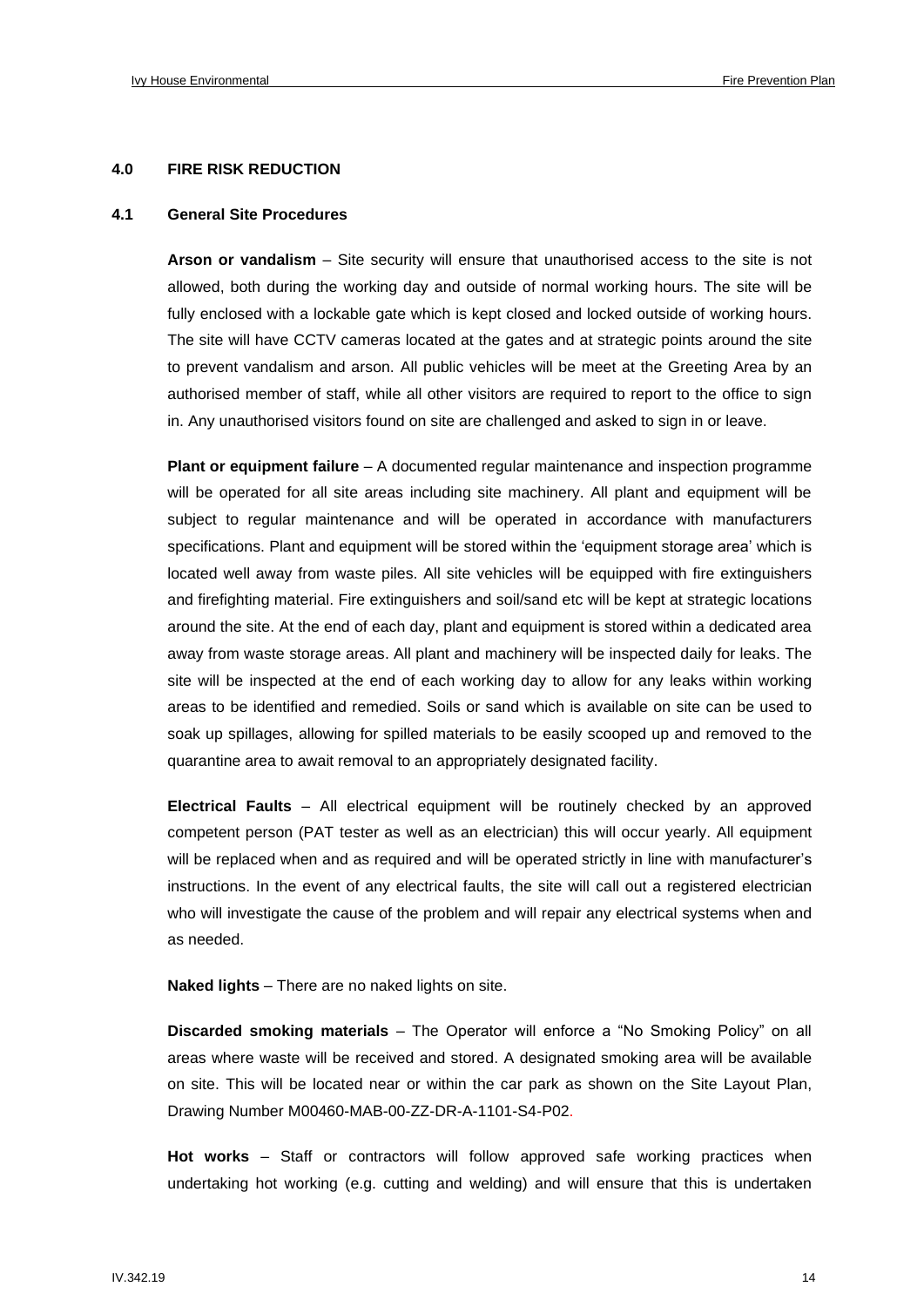## 4.0 FIRE RISK REDUCTION

### 4.1 General Site Procedures

**Arson or vandalism** – Site security will ensure that unauthorised access to the site is not allowed, both during the working day and outside of normal working hours. The site will be fully enclosed with a lockable gate which is kept closed and locked outside of working hours. The site will have CCTV cameras located at the gates and at strategic points around the site to prevent vandalism and arson. All public vehicles will be meet at the Greeting Area by an authorised member of staff, while all other visitors are required to report to the office to sign in. Any unauthorised visitors found on site are challenged and asked to sign in or leave.

**Plant or equipment failure** – A documented regular maintenance and inspection programme will be operated for all site areas including site machinery. All plant and equipment will be subject to regular maintenance and will be operated in accordance with manufacturers specifications. Plant and equipment will be stored within the 'equipment storage area' which is located well away from waste piles. All site vehicles will be equipped with fire extinguishers and firefighting material. Fire extinguishers and soil/sand etc will be kept at strategic locations around the site. At the end of each day, plant and equipment is stored within a dedicated area away from waste storage areas. All plant and machinery will be inspected daily for leaks. The site will be inspected at the end of each working day to allow for any leaks within working areas to be identified and remedied. Soils or sand which is available on site can be used to soak up spillages, allowing for spilled materials to be easily scooped up and removed to the quarantine area to await removal to an appropriately designated facility.

**Electrical Faults** – All electrical equipment will be routinely checked by an approved competent person (PAT tester as well as an electrician) this will occur yearly. All equipment will be replaced when and as required and will be operated strictly in line with manufacturer's instructions. In the event of any electrical faults, the site will call out a registered electrician who will investigate the cause of the problem and will repair any electrical systems when and as needed.

**Naked lights** – There are no naked lights on site.

**Discarded smoking materials** – The Operator will enforce a "No Smoking Policy" on all areas where waste will be received and stored. A designated smoking area will be available on site. This will be located near or within the car park as shown on the Site Layout Plan, Drawing Number M00460-MAB-00-ZZ-DR-A-1101-S4-P02.

**Hot works** – Staff or contractors will follow approved safe working practices when undertaking hot working (e.g. cutting and welding) and will ensure that this is undertaken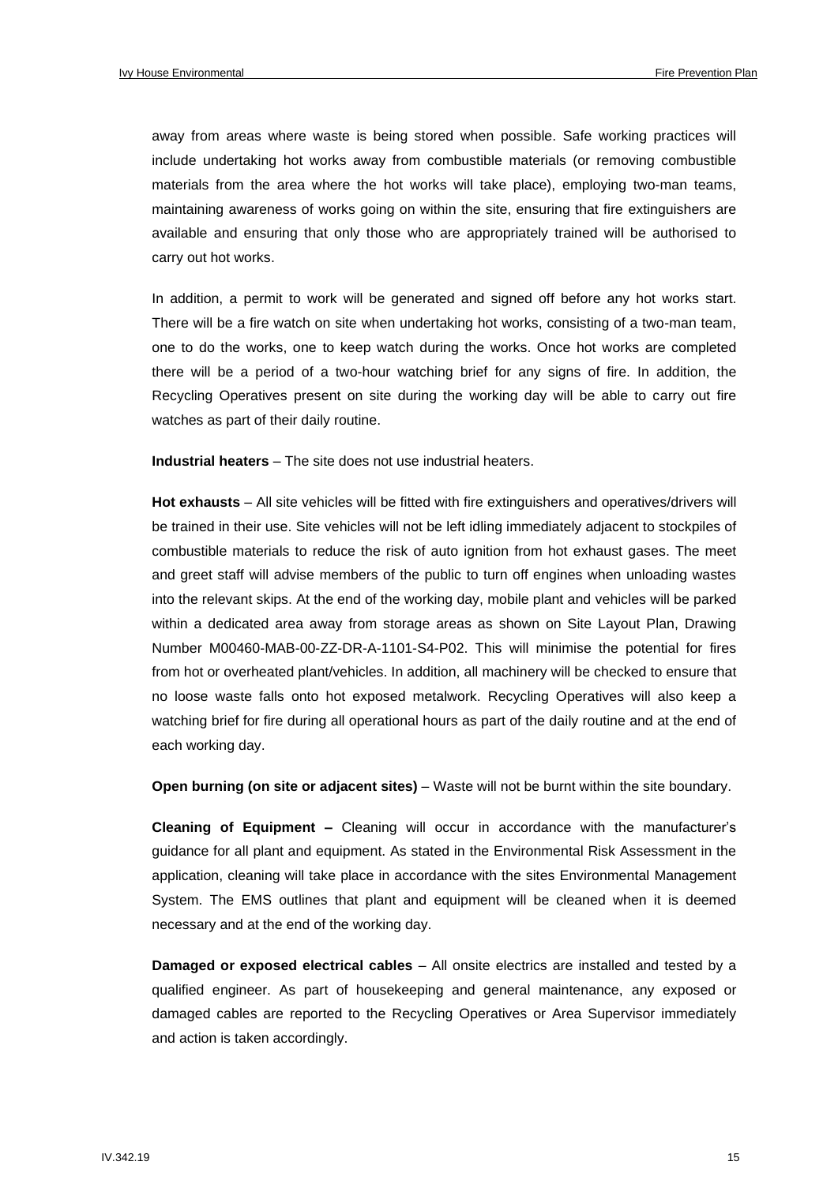away from areas where waste is being stored when possible. Safe working practices will include undertaking hot works away from combustible materials (or removing combustible materials from the area where the hot works will take place), employing two-man teams, maintaining awareness of works going on within the site, ensuring that fire extinguishers are available and ensuring that only those who are appropriately trained will be authorised to carry out hot works.

In addition, a permit to work will be generated and signed off before any hot works start. There will be a fire watch on site when undertaking hot works, consisting of a two-man team, one to do the works, one to keep watch during the works. Once hot works are completed there will be a period of a two-hour watching brief for any signs of fire. In addition, the Recycling Operatives present on site during the working day will be able to carry out fire watches as part of their daily routine.

**Industrial heaters** – The site does not use industrial heaters.

**Hot exhausts** – All site vehicles will be fitted with fire extinguishers and operatives/drivers will be trained in their use. Site vehicles will not be left idling immediately adjacent to stockpiles of combustible materials to reduce the risk of auto ignition from hot exhaust gases. The meet and greet staff will advise members of the public to turn off engines when unloading wastes into the relevant skips. At the end of the working day, mobile plant and vehicles will be parked within a dedicated area away from storage areas as shown on Site Layout Plan, Drawing Number M00460-MAB-00-ZZ-DR-A-1101-S4-P02. This will minimise the potential for fires from hot or overheated plant/vehicles. In addition, all machinery will be checked to ensure that no loose waste falls onto hot exposed metalwork. Recycling Operatives will also keep a watching brief for fire during all operational hours as part of the daily routine and at the end of each working day.

**Open burning (on site or adjacent sites)** – Waste will not be burnt within the site boundary.

**Cleaning of Equipment –** Cleaning will occur in accordance with the manufacturer's guidance for all plant and equipment. As stated in the Environmental Risk Assessment in the application, cleaning will take place in accordance with the sites Environmental Management System. The EMS outlines that plant and equipment will be cleaned when it is deemed necessary and at the end of the working day.

**Damaged or exposed electrical cables** – All onsite electrics are installed and tested by a qualified engineer. As part of housekeeping and general maintenance, any exposed or damaged cables are reported to the Recycling Operatives or Area Supervisor immediately and action is taken accordingly.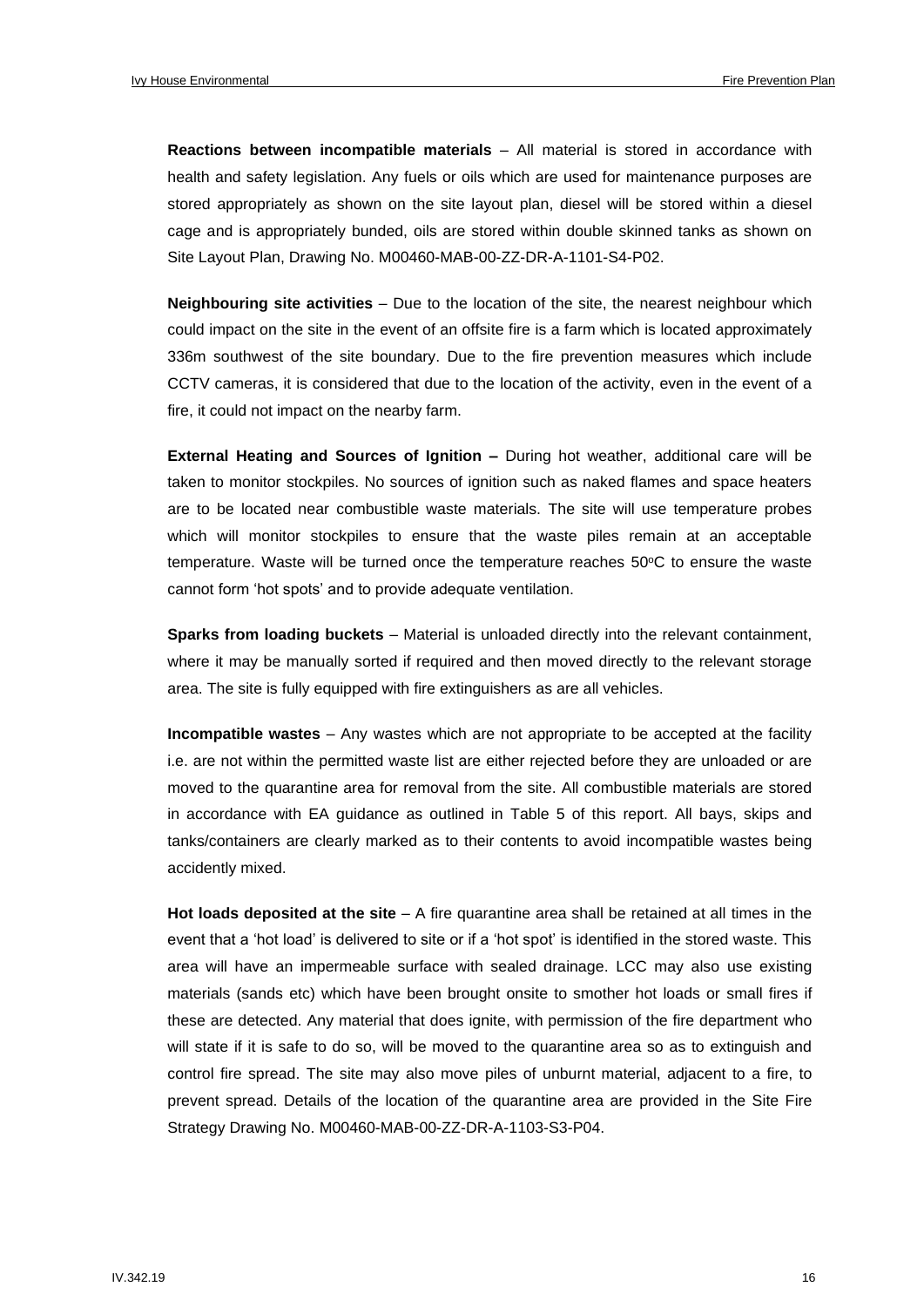**Reactions between incompatible materials** – All material is stored in accordance with health and safety legislation. Any fuels or oils which are used for maintenance purposes are stored appropriately as shown on the site layout plan, diesel will be stored within a diesel cage and is appropriately bunded, oils are stored within double skinned tanks as shown on Site Layout Plan, Drawing No. M00460-MAB-00-ZZ-DR-A-1101-S4-P02.

**Neighbouring site activities** – Due to the location of the site, the nearest neighbour which could impact on the site in the event of an offsite fire is a farm which is located approximately 336m southwest of the site boundary. Due to the fire prevention measures which include CCTV cameras, it is considered that due to the location of the activity, even in the event of a fire, it could not impact on the nearby farm.

**External Heating and Sources of Ignition –** During hot weather, additional care will be taken to monitor stockpiles. No sources of ignition such as naked flames and space heaters are to be located near combustible waste materials. The site will use temperature probes which will monitor stockpiles to ensure that the waste piles remain at an acceptable temperature. Waste will be turned once the temperature reaches 50°C to ensure the waste cannot form 'hot spots' and to provide adequate ventilation.

**Sparks from loading buckets** – Material is unloaded directly into the relevant containment, where it may be manually sorted if required and then moved directly to the relevant storage area. The site is fully equipped with fire extinguishers as are all vehicles.

**Incompatible wastes** – Any wastes which are not appropriate to be accepted at the facility i.e. are not within the permitted waste list are either rejected before they are unloaded or are moved to the quarantine area for removal from the site. All combustible materials are stored in accordance with EA guidance as outlined in Table 5 of this report. All bays, skips and tanks/containers are clearly marked as to their contents to avoid incompatible wastes being accidently mixed.

**Hot loads deposited at the site** – A fire quarantine area shall be retained at all times in the event that a 'hot load' is delivered to site or if a 'hot spot' is identified in the stored waste. This area will have an impermeable surface with sealed drainage. LCC may also use existing materials (sands etc) which have been brought onsite to smother hot loads or small fires if these are detected. Any material that does ignite, with permission of the fire department who will state if it is safe to do so, will be moved to the quarantine area so as to extinguish and control fire spread. The site may also move piles of unburnt material, adjacent to a fire, to prevent spread. Details of the location of the quarantine area are provided in the Site Fire Strategy Drawing No. M00460-MAB-00-ZZ-DR-A-1103-S3-P04.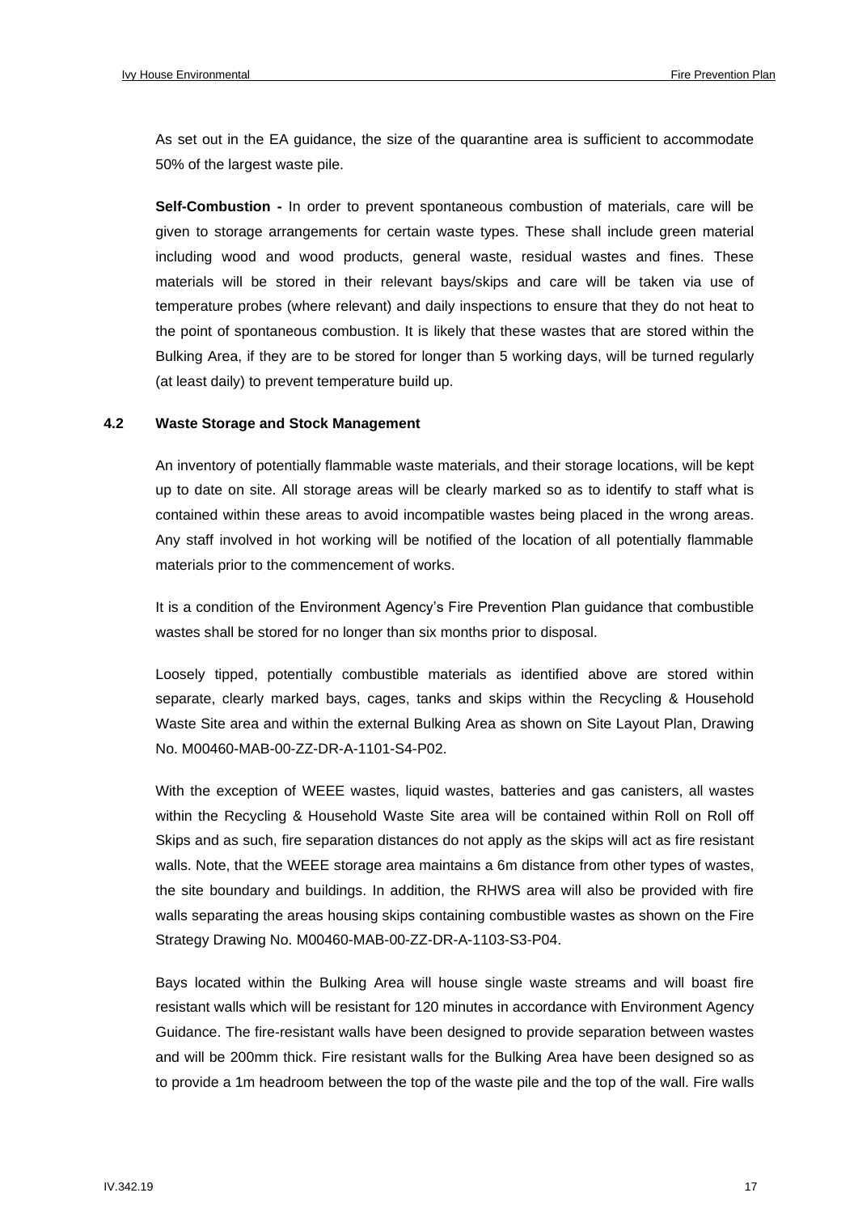As set out in the EA guidance, the size of the quarantine area is sufficient to accommodate 50% of the largest waste pile.

**Self-Combustion -** In order to prevent spontaneous combustion of materials, care will be given to storage arrangements for certain waste types. These shall include green material including wood and wood products, general waste, residual wastes and fines. These materials will be stored in their relevant bays/skips and care will be taken via use of temperature probes (where relevant) and daily inspections to ensure that they do not heat to the point of spontaneous combustion. It is likely that these wastes that are stored within the Bulking Area, if they are to be stored for longer than 5 working days, will be turned regularly (at least daily) to prevent temperature build up.

## 4.2 Waste Storage and Stock Management

An inventory of potentially flammable waste materials, and their storage locations, will be kept up to date on site. All storage areas will be clearly marked so as to identify to staff what is contained within these areas to avoid incompatible wastes being placed in the wrong areas. Any staff involved in hot working will be notified of the location of all potentially flammable materials prior to the commencement of works.

It is a condition of the Environment Agency's Fire Prevention Plan guidance that combustible wastes shall be stored for no longer than six months prior to disposal.

Loosely tipped, potentially combustible materials as identified above are stored within separate, clearly marked bays, cages, tanks and skips within the Recycling & Household Waste Site area and within the external Bulking Area as shown on Site Layout Plan, Drawing No. M00460-MAB-00-ZZ-DR-A-1101-S4-P02.

With the exception of WEEE wastes, liquid wastes, batteries and gas canisters, all wastes within the Recycling & Household Waste Site area will be contained within Roll on Roll off Skips and as such, fire separation distances do not apply as the skips will act as fire resistant walls. Note, that the WEEE storage area maintains a 6m distance from other types of wastes, the site boundary and buildings. In addition, the RHWS area will also be provided with fire walls separating the areas housing skips containing combustible wastes as shown on the Fire Strategy Drawing No. M00460-MAB-00-ZZ-DR-A-1103-S3-P04.

Bays located within the Bulking Area will house single waste streams and will boast fire resistant walls which will be resistant for 120 minutes in accordance with Environment Agency Guidance. The fire-resistant walls have been designed to provide separation between wastes and will be 200mm thick. Fire resistant walls for the Bulking Area have been designed so as to provide a 1m headroom between the top of the waste pile and the top of the wall. Fire walls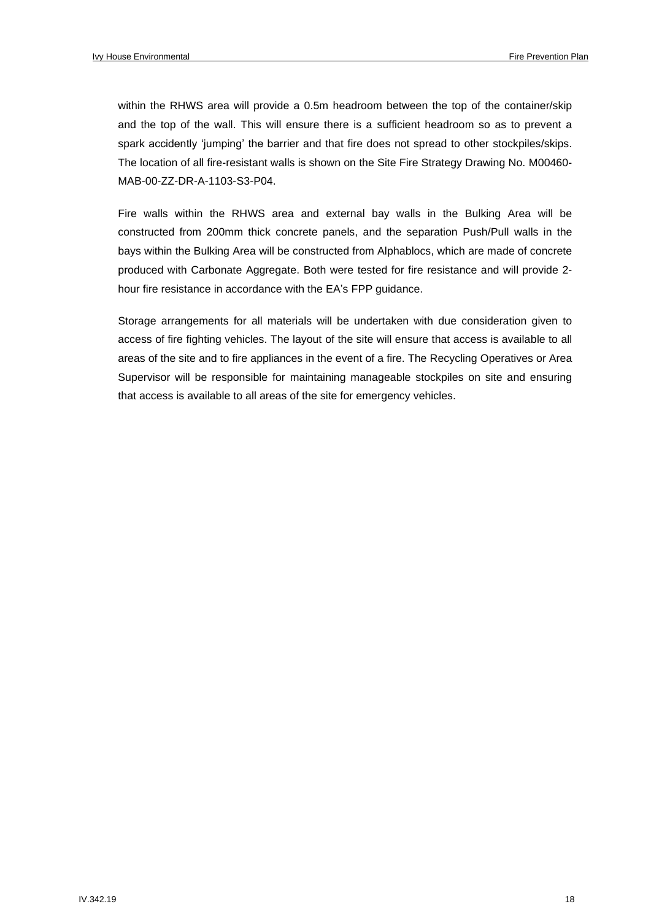within the RHWS area will provide a 0.5m headroom between the top of the container/skip and the top of the wall. This will ensure there is a sufficient headroom so as to prevent a spark accidently 'jumping' the barrier and that fire does not spread to other stockpiles/skips. The location of all fire-resistant walls is shown on the Site Fire Strategy Drawing No. M00460-MAB-00-ZZ-DR-A-1103-S3-P04.

Fire walls within the RHWS area and external bay walls in the Bulking Area will be constructed from 200mm thick concrete panels, and the separation Push/Pull walls in the bays within the Bulking Area will be constructed from Alphablocs, which are made of concrete produced with Carbonate Aggregate. Both were tested for fire resistance and will provide 2-hour fire resistance in accordance with the EA's FPP guidance.

Storage arrangements for all materials will be undertaken with due consideration given to access of fire fighting vehicles. The layout of the site will ensure that access is available to all areas of the site and to fire appliances in the event of a fire. The Recycling Operatives or Area Supervisor will be responsible for maintaining manageable stockpiles on site and ensuring that access is available to all areas of the site for emergency vehicles.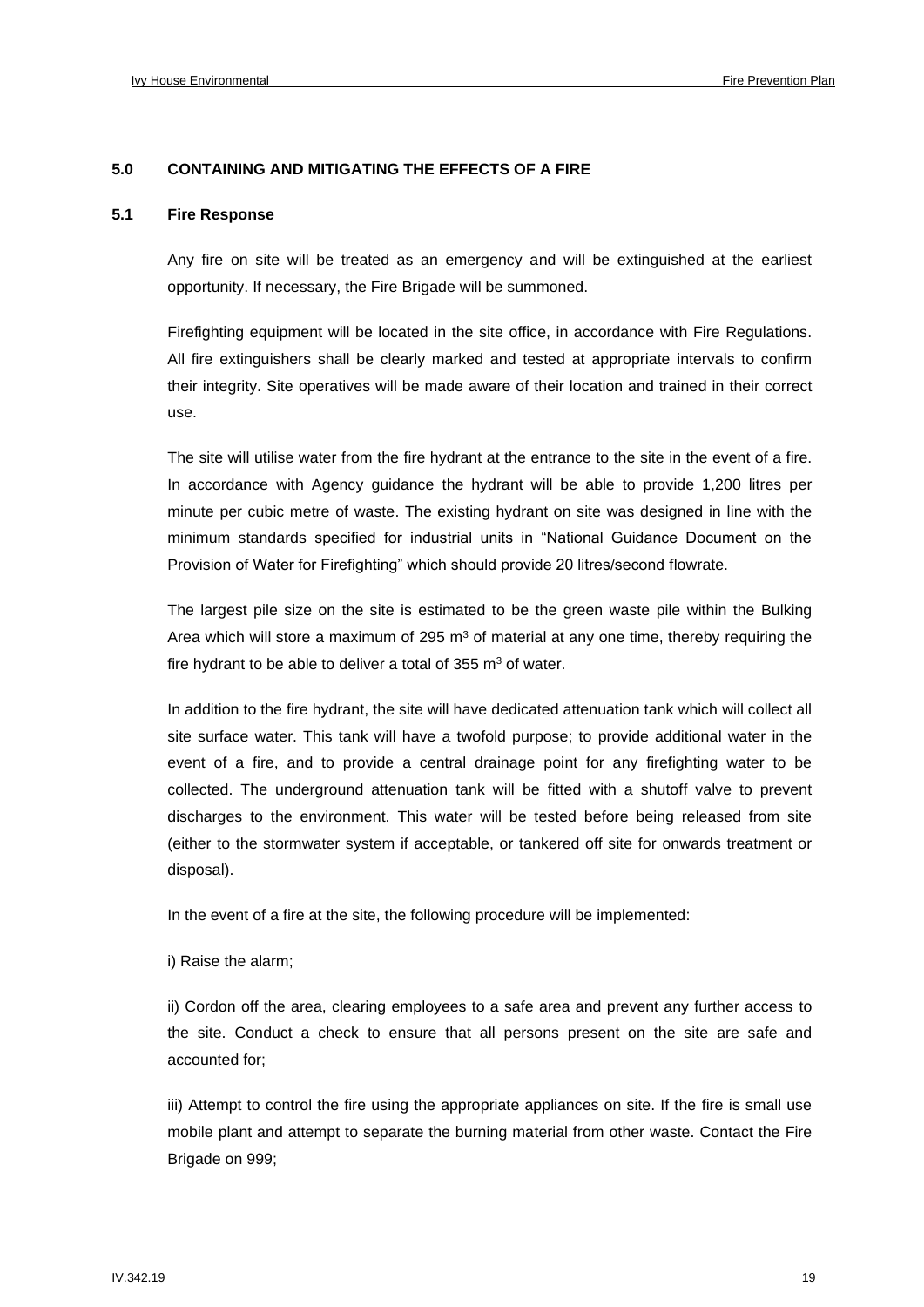## 5.0 CONTAINING AND MITIGATING THE EFFECTS OF A FIRE

### 5.1 Fire Response

Any fire on site will be treated as an emergency and will be extinguished at the earliest opportunity. If necessary, the Fire Brigade will be summoned.

Firefighting equipment will be located in the site office, in accordance with Fire Regulations. All fire extinguishers shall be clearly marked and tested at appropriate intervals to confirm their integrity. Site operatives will be made aware of their location and trained in their correct use.

The site will utilise water from the fire hydrant at the entrance to the site in the event of a fire. In accordance with Agency guidance the hydrant will be able to provide 1,200 litres per minute per cubic metre of waste. The existing hydrant on site was designed in line with the minimum standards specified for industrial units in "National Guidance Document on the Provision of Water for Firefighting" which should provide 20 litres/second flowrate.

The largest pile size on the site is estimated to be the green waste pile within the Bulking Area which will store a maximum of 295 $m^3$ of material at any one time, thereby requiring the fire hydrant to be able to deliver a total of 355 $m^3$ of water.

In addition to the fire hydrant, the site will have dedicated attenuation tank which will collect all site surface water. This tank will have a twofold purpose; to provide additional water in the event of a fire, and to provide a central drainage point for any firefighting water to be collected. The underground attenuation tank will be fitted with a shutoff valve to prevent discharges to the environment. This water will be tested before being released from site (either to the stormwater system if acceptable, or tankered off site for onwards treatment or disposal).

In the event of a fire at the site, the following procedure will be implemented:

i) Raise the alarm;

ii) Cordon off the area, clearing employees to a safe area and prevent any further access to the site. Conduct a check to ensure that all persons present on the site are safe and accounted for;

iii) Attempt to control the fire using the appropriate appliances on site. If the fire is small use mobile plant and attempt to separate the burning material from other waste. Contact the Fire Brigade on 999;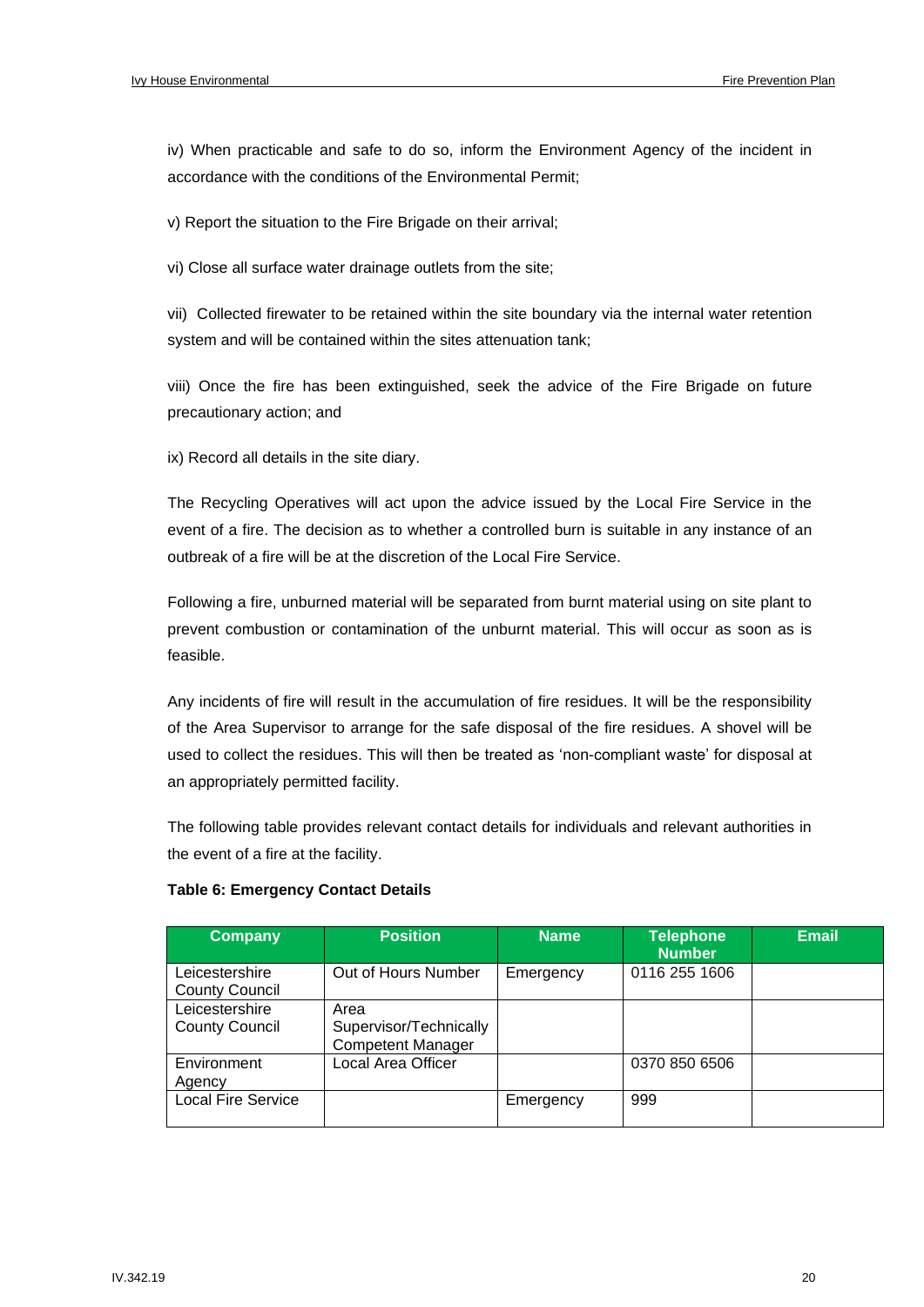iv) When practicable and safe to do so, inform the Environment Agency of the incident in accordance with the conditions of the Environmental Permit;

v) Report the situation to the Fire Brigade on their arrival;

vi) Close all surface water drainage outlets from the site;

vii) Collected firewater to be retained within the site boundary via the internal water retention system and will be contained within the sites attenuation tank;

viii) Once the fire has been extinguished, seek the advice of the Fire Brigade on future precautionary action; and

ix) Record all details in the site diary.

The Recycling Operatives will act upon the advice issued by the Local Fire Service in the event of a fire. The decision as to whether a controlled burn is suitable in any instance of an outbreak of a fire will be at the discretion of the Local Fire Service.

Following a fire, unburned material will be separated from burnt material using on site plant to prevent combustion or contamination of the unburnt material. This will occur as soon as is feasible.

Any incidents of fire will result in the accumulation of fire residues. It will be the responsibility of the Area Supervisor to arrange for the safe disposal of the fire residues. A shovel will be used to collect the residues. This will then be treated as 'non-compliant waste' for disposal at an appropriately permitted facility.

The following table provides relevant contact details for individuals and relevant authorities in the event of a fire at the facility.

**Table 6: Emergency Contact Details**

| Company | Position | Name | Telephone Number | Email |
|---|---|---|---|---|
| Leicestershire County Council | Out of Hours Number | Emergency | 0116 255 1606 | |
| Leicestershire County Council | Area Supervisor/Technically Competent Manager | | | |
| Environment Agency | Local Area Officer | | 0370 850 6506 | |
| Local Fire Service | | Emergency | 999 | |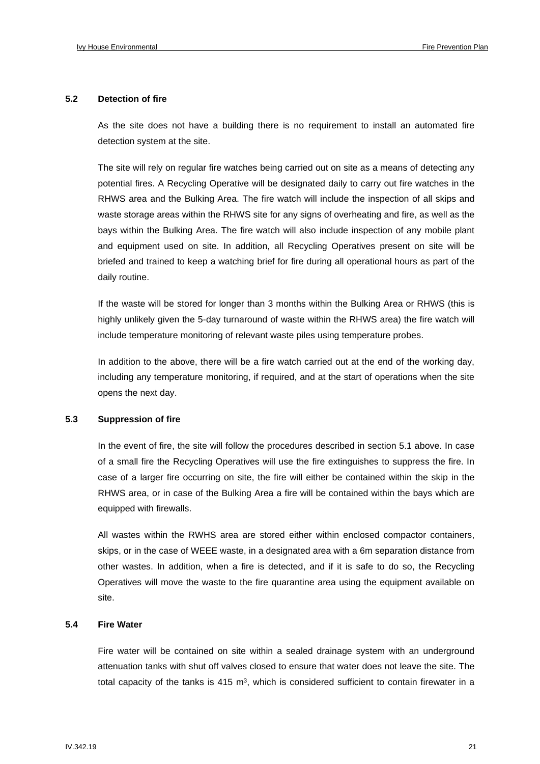### 5.2 Detection of fire

As the site does not have a building there is no requirement to install an automated fire detection system at the site.

The site will rely on regular fire watches being carried out on site as a means of detecting any potential fires. A Recycling Operative will be designated daily to carry out fire watches in the RHWS area and the Bulking Area. The fire watch will include the inspection of all skips and waste storage areas within the RHWS site for any signs of overheating and fire, as well as the bays within the Bulking Area. The fire watch will also include inspection of any mobile plant and equipment used on site. In addition, all Recycling Operatives present on site will be briefed and trained to keep a watching brief for fire during all operational hours as part of the daily routine.

If the waste will be stored for longer than 3 months within the Bulking Area or RHWS (this is highly unlikely given the 5-day turnaround of waste within the RHWS area) the fire watch will include temperature monitoring of relevant waste piles using temperature probes.

In addition to the above, there will be a fire watch carried out at the end of the working day, including any temperature monitoring, if required, and at the start of operations when the site opens the next day.

### 5.3 Suppression of fire

In the event of fire, the site will follow the procedures described in section 5.1 above. In case of a small fire the Recycling Operatives will use the fire extinguishes to suppress the fire. In case of a larger fire occurring on site, the fire will either be contained within the skip in the RHWS area, or in case of the Bulking Area a fire will be contained within the bays which are equipped with firewalls.

All wastes within the RWHS area are stored either within enclosed compactor containers, skips, or in the case of WEEE waste, in a designated area with a 6m separation distance from other wastes. In addition, when a fire is detected, and if it is safe to do so, the Recycling Operatives will move the waste to the fire quarantine area using the equipment available on site.

### 5.4 Fire Water

Fire water will be contained on site within a sealed drainage system with an underground attenuation tanks with shut off valves closed to ensure that water does not leave the site. The total capacity of the tanks is 415 m$^3$, which is considered sufficient to contain firewater in a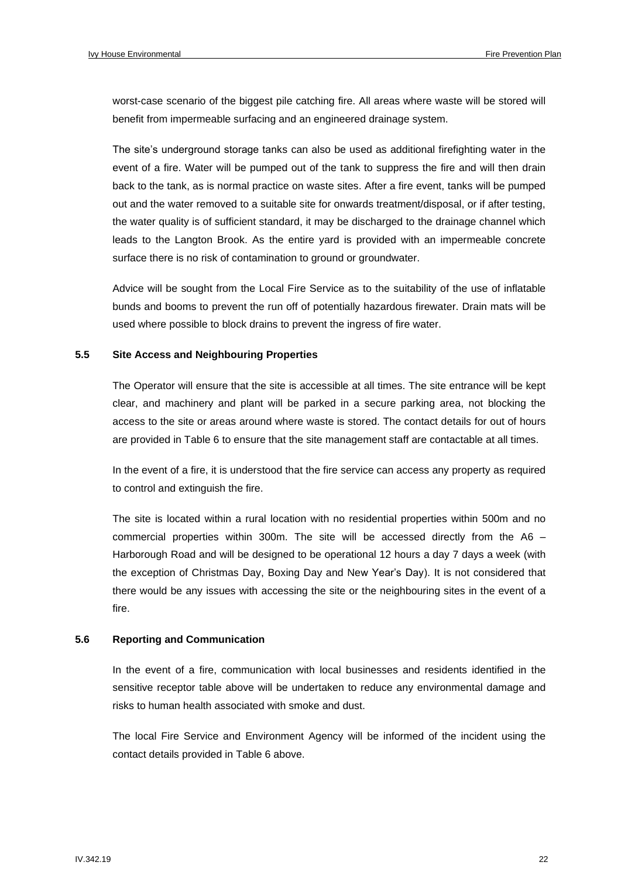worst-case scenario of the biggest pile catching fire. All areas where waste will be stored will benefit from impermeable surfacing and an engineered drainage system.

The site's underground storage tanks can also be used as additional firefighting water in the event of a fire. Water will be pumped out of the tank to suppress the fire and will then drain back to the tank, as is normal practice on waste sites. After a fire event, tanks will be pumped out and the water removed to a suitable site for onwards treatment/disposal, or if after testing, the water quality is of sufficient standard, it may be discharged to the drainage channel which leads to the Langton Brook. As the entire yard is provided with an impermeable concrete surface there is no risk of contamination to ground or groundwater.

Advice will be sought from the Local Fire Service as to the suitability of the use of inflatable bunds and booms to prevent the run off of potentially hazardous firewater. Drain mats will be used where possible to block drains to prevent the ingress of fire water.

### 5.5 Site Access and Neighbouring Properties

The Operator will ensure that the site is accessible at all times. The site entrance will be kept clear, and machinery and plant will be parked in a secure parking area, not blocking the access to the site or areas around where waste is stored. The contact details for out of hours are provided in Table 6 to ensure that the site management staff are contactable at all times.

In the event of a fire, it is understood that the fire service can access any property as required to control and extinguish the fire.

The site is located within a rural location with no residential properties within 500m and no commercial properties within 300m. The site will be accessed directly from the A6 – Harborough Road and will be designed to be operational 12 hours a day 7 days a week (with the exception of Christmas Day, Boxing Day and New Year's Day). It is not considered that there would be any issues with accessing the site or the neighbouring sites in the event of a fire.

### 5.6 Reporting and Communication

In the event of a fire, communication with local businesses and residents identified in the sensitive receptor table above will be undertaken to reduce any environmental damage and risks to human health associated with smoke and dust.

The local Fire Service and Environment Agency will be informed of the incident using the contact details provided in Table 6 above.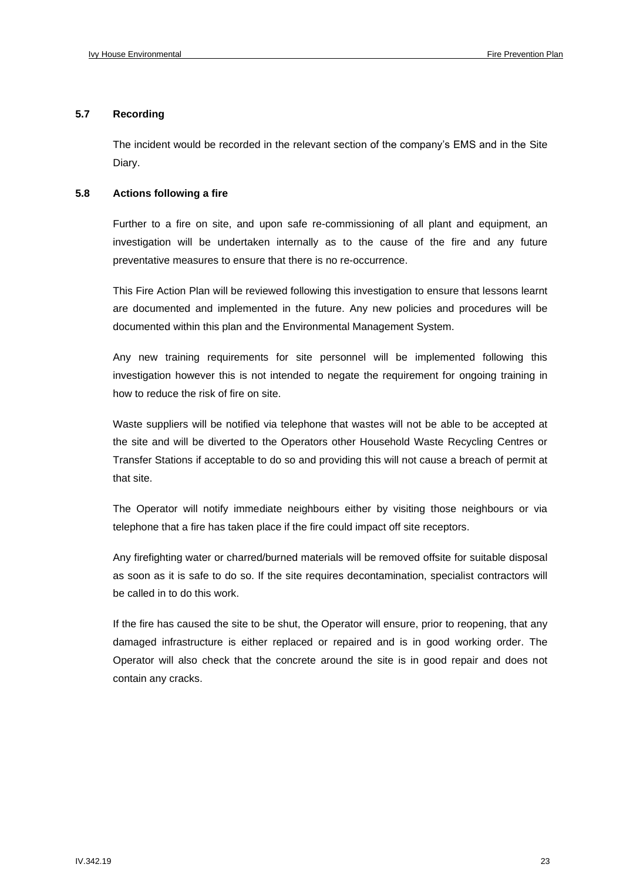### 5.7 Recording

The incident would be recorded in the relevant section of the company's EMS and in the Site Diary.

### 5.8 Actions following a fire

Further to a fire on site, and upon safe re-commissioning of all plant and equipment, an investigation will be undertaken internally as to the cause of the fire and any future preventative measures to ensure that there is no re-occurrence.

This Fire Action Plan will be reviewed following this investigation to ensure that lessons learnt are documented and implemented in the future. Any new policies and procedures will be documented within this plan and the Environmental Management System.

Any new training requirements for site personnel will be implemented following this investigation however this is not intended to negate the requirement for ongoing training in how to reduce the risk of fire on site.

Waste suppliers will be notified via telephone that wastes will not be able to be accepted at the site and will be diverted to the Operators other Household Waste Recycling Centres or Transfer Stations if acceptable to do so and providing this will not cause a breach of permit at that site.

The Operator will notify immediate neighbours either by visiting those neighbours or via telephone that a fire has taken place if the fire could impact off site receptors.

Any firefighting water or charred/burned materials will be removed offsite for suitable disposal as soon as it is safe to do so. If the site requires decontamination, specialist contractors will be called in to do this work.

If the fire has caused the site to be shut, the Operator will ensure, prior to reopening, that any damaged infrastructure is either replaced or repaired and is in good working order. The Operator will also check that the concrete around the site is in good repair and does not contain any cracks.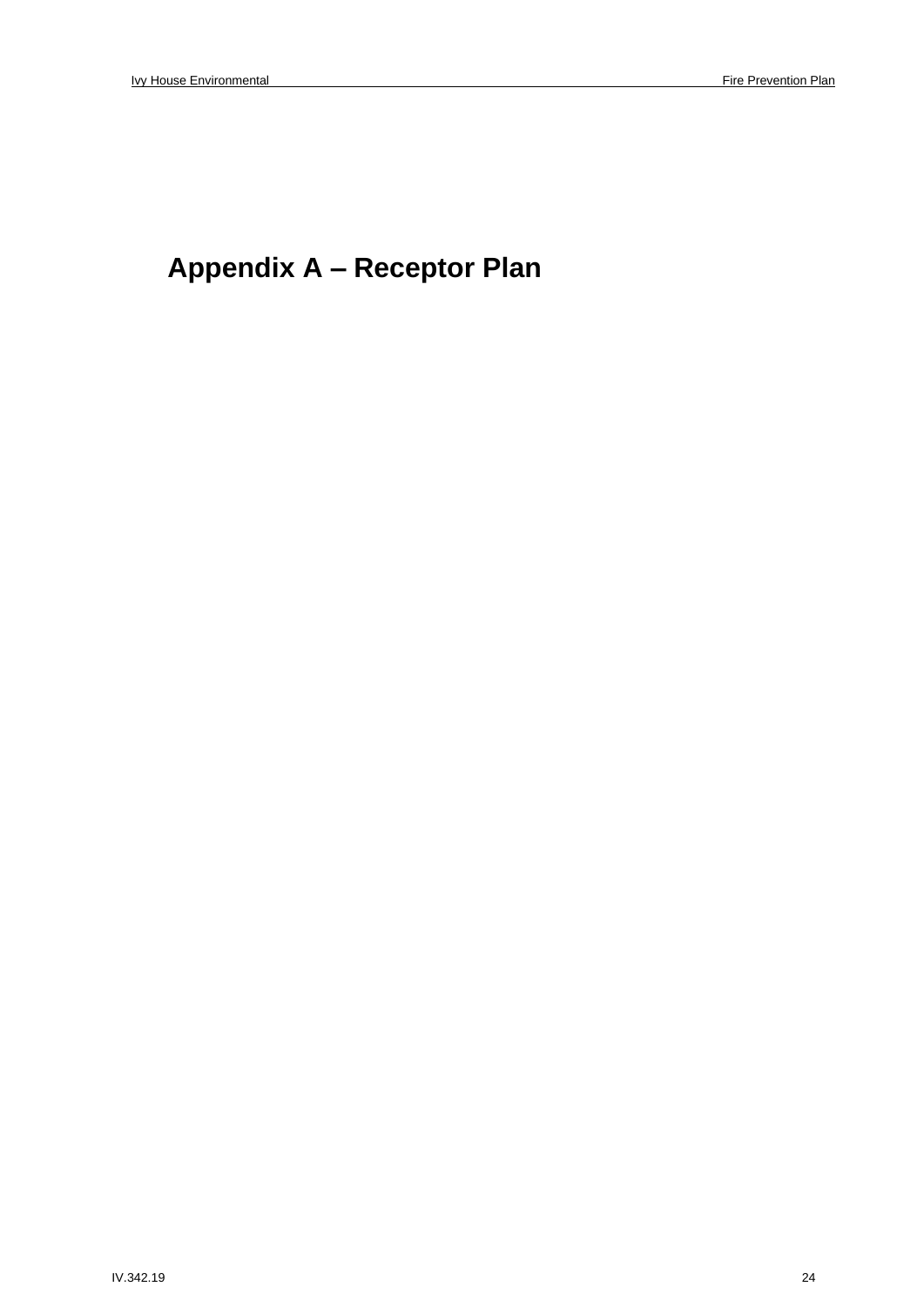# Appendix A – Receptor Plan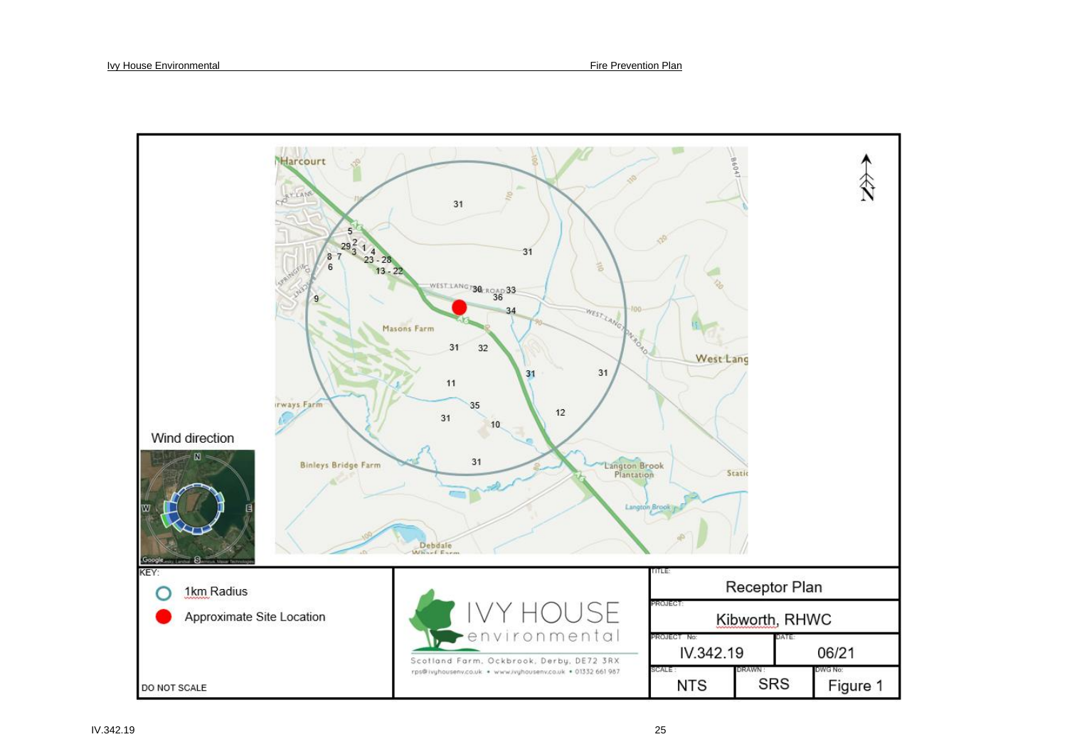Wind direction

KEY:

- 1km Radius
- Approximate Site Location

DO NOT SCALE

IVY HOUSE environmental

Scotland Farm, Ockbrook, Derby, DE72 3RX

rps@ivyhousenv.co.uk • www.ivyhousenv.co.uk • 01332 661 967

| TITLE: | | |
|---|---|---|
| Receptor Plan | | |
| PROJECT: | | |
| Kibworth, RHWC | | |
| PROJECT No: IV.342.19 | | DATE: 06/21 |
| SCALE: NTS | DRAWN: SRS | DWG No: Figure 1 |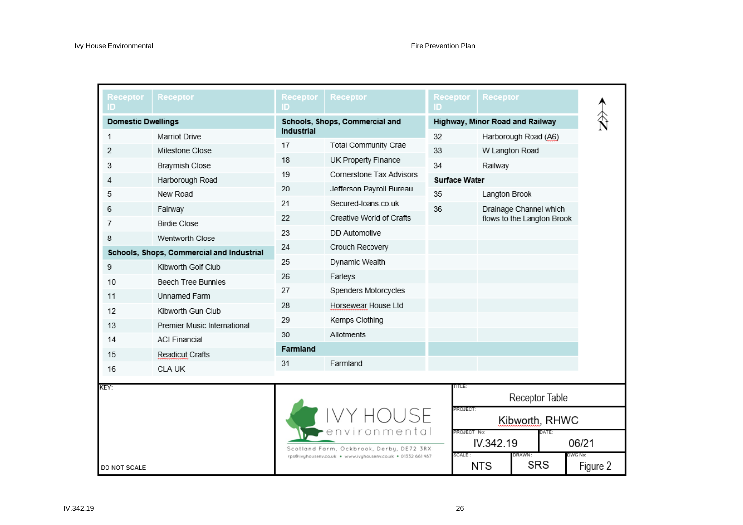| Receptor ID | Receptor | Receptor ID | Receptor | Receptor ID | Receptor |
|---|---|---|---|---|---|
| **Domestic Dwellings** | | **Schools, Shops, Commercial and Industrial** | | **Highway, Minor Road and Railway** | |
| 1 | Marriot Drive | 17 | Total Community Crae | 32 | Harborough Road (A6) |
| 2 | Milestone Close | 18 | UK Property Finance | 33 | W Langton Road |
| 3 | Braymish Close | 19 | Cornerstone Tax Advisors | 34 | Railway |
| 4 | Harborough Road | 20 | Jefferson Payroll Bureau | **Surface Water** | |
| 5 | New Road | 21 | Secured-loans.co.uk | 35 | Langton Brook |
| 6 | Fairway | 22 | Creative World of Crafts | 36 | Drainage Channel which flows to the Langton Brook |
| 7 | Birdie Close | 23 | DD Automotive | | |
| 8 | Wentworth Close | 24 | Crouch Recovery | | |
| **Schools, Shops, Commercial and Industrial** | | 25 | Dynamic Wealth | | |
| 9 | Kibworth Golf Club | 26 | Farleys | | |
| 10 | Beech Tree Bunnies | 27 | Spenders Motorcycles | | |
| 11 | Unnamed Farm | 28 | Horsewear House Ltd | | |
| 12 | Kibworth Gun Club | 29 | Kemps Clothing | | |
| 13 | Premier Music International | 30 | Allotments | | |
| 14 | ACI Financial | **Farmland** | | | |
| 15 | Readicut Crafts | 31 | Farmland | | |
| 16 | CLA UK | | | | |

KEY:

DO NOT SCALE

IVY HOUSE environmental

Scotland Farm, Ockbrook, Derby, DE72 3RX
rps@ivyhouseenv.co.uk • www.ivyhouseenv.co.uk • 01332 661 987

| TITLE: | | |
|---|---|---|
| Receptor Table | | |
| PROJECT: Kibworth, RHWC | | |
| PROJECT No: IV.342.19 | DATE: 06/21 | |
| SCALE: NTS | DRAWN: SRS | DWG No: Figure 2 |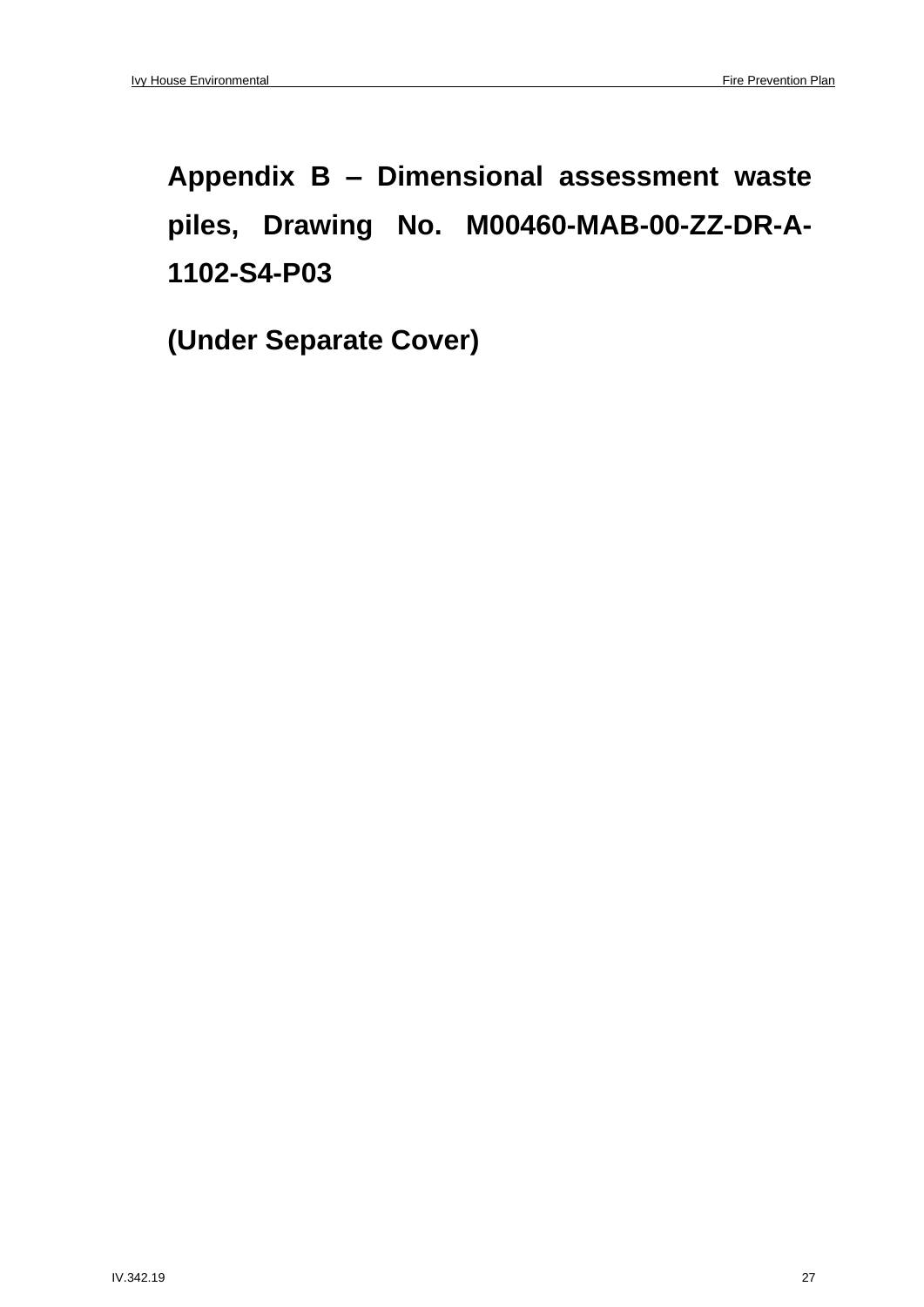# Appendix B – Dimensional assessment waste piles, Drawing No. M00460-MAB-00-ZZ-DR-A-1102-S4-P03

**(Under Separate Cover)**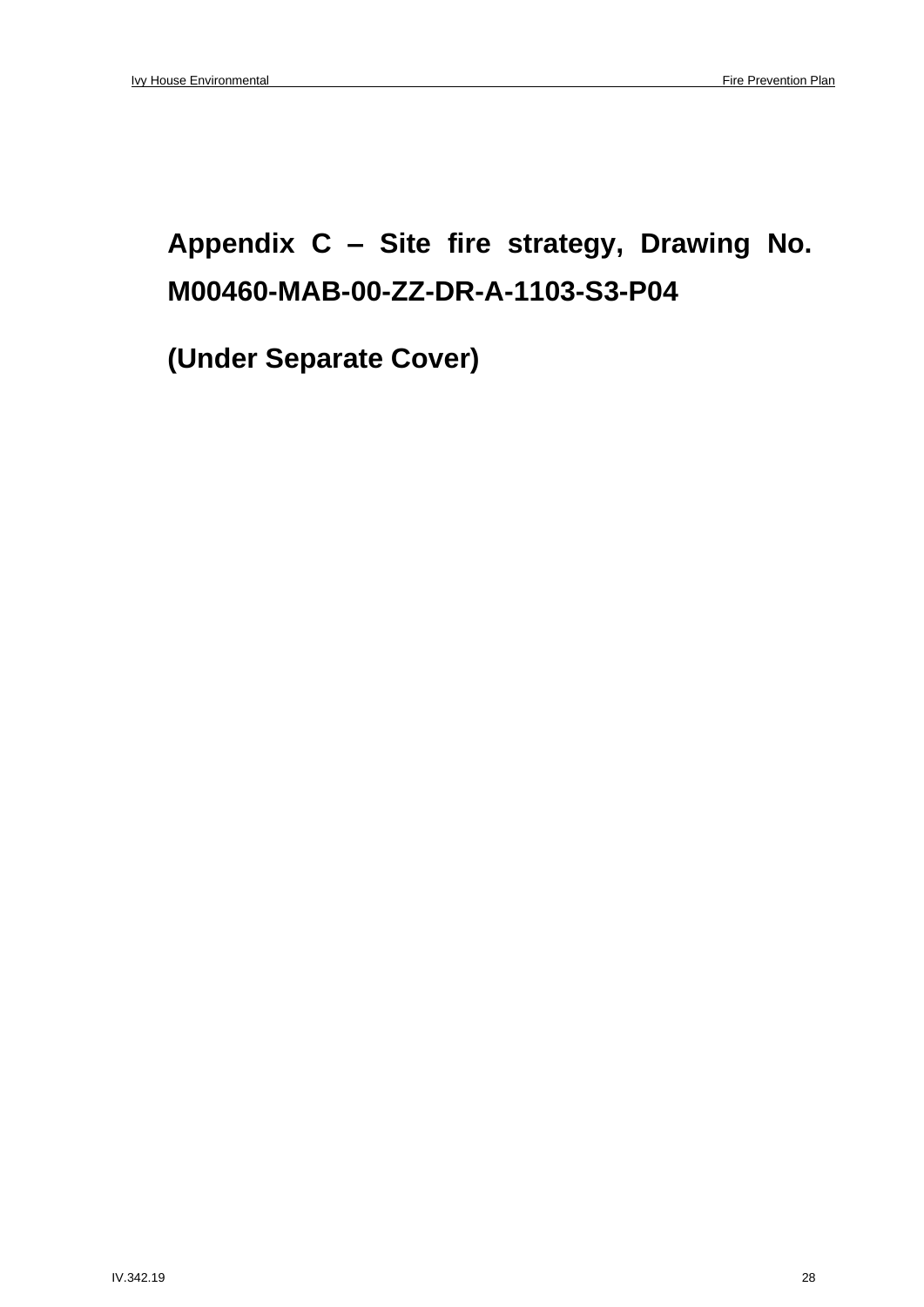# Appendix C – Site fire strategy, Drawing No. M00460-MAB-00-ZZ-DR-A-1103-S3-P04

**(Under Separate Cover)**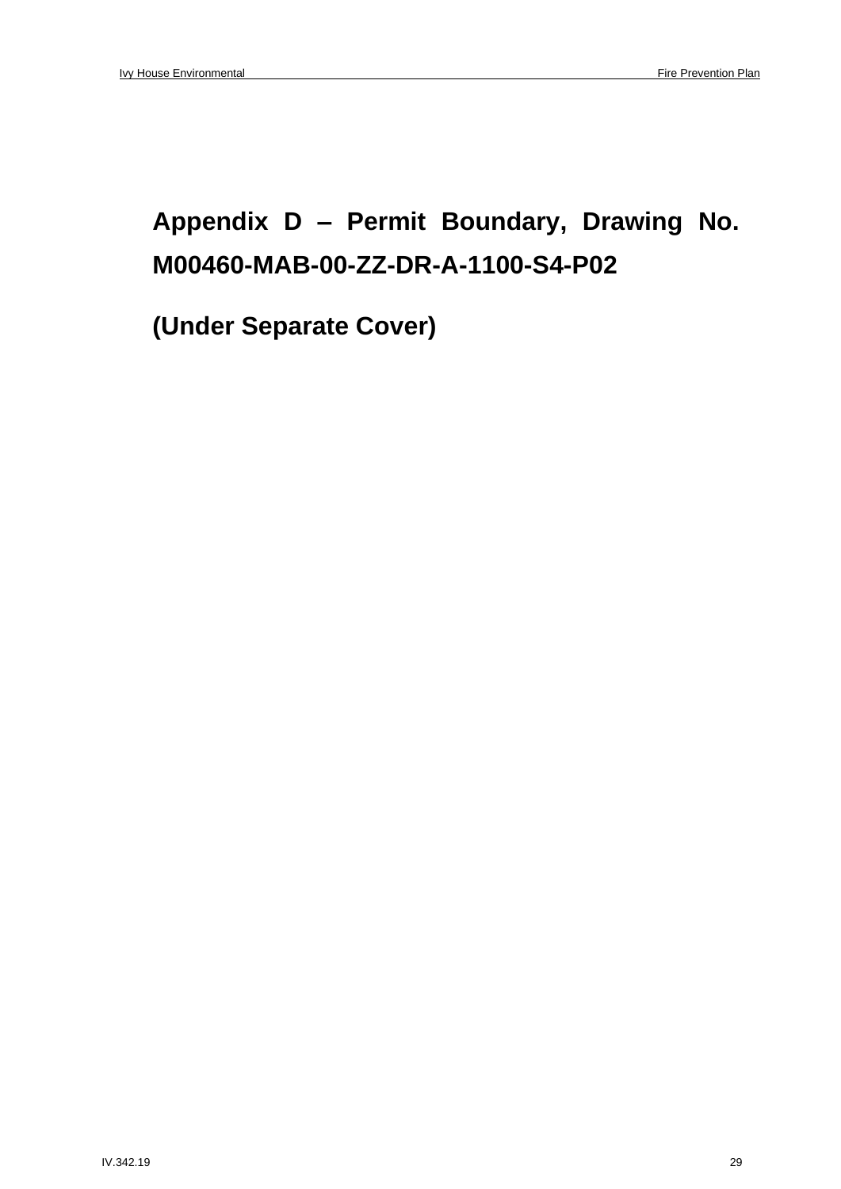## Appendix D – Permit Boundary, Drawing No. M00460-MAB-00-ZZ-DR-A-1100-S4-P02

**(Under Separate Cover)**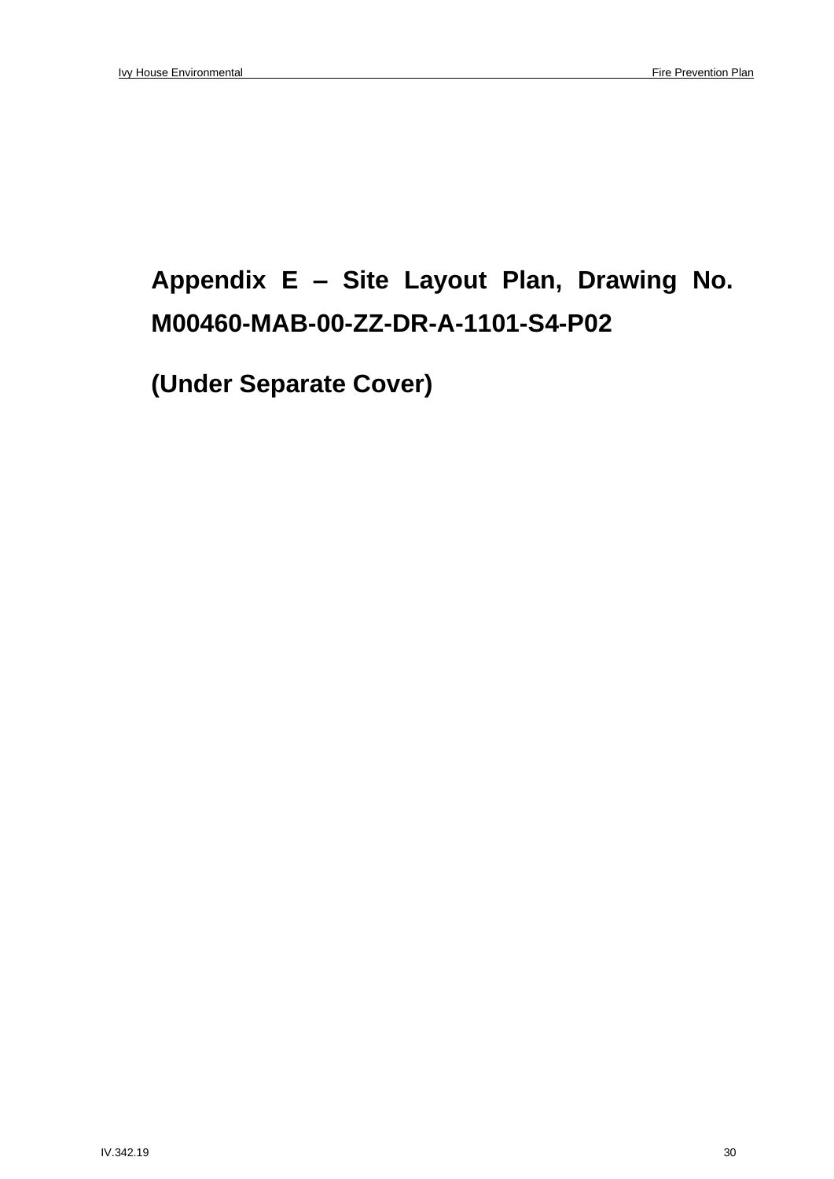## Appendix E – Site Layout Plan, Drawing No. M00460-MAB-00-ZZ-DR-A-1101-S4-P02

**(Under Separate Cover)**